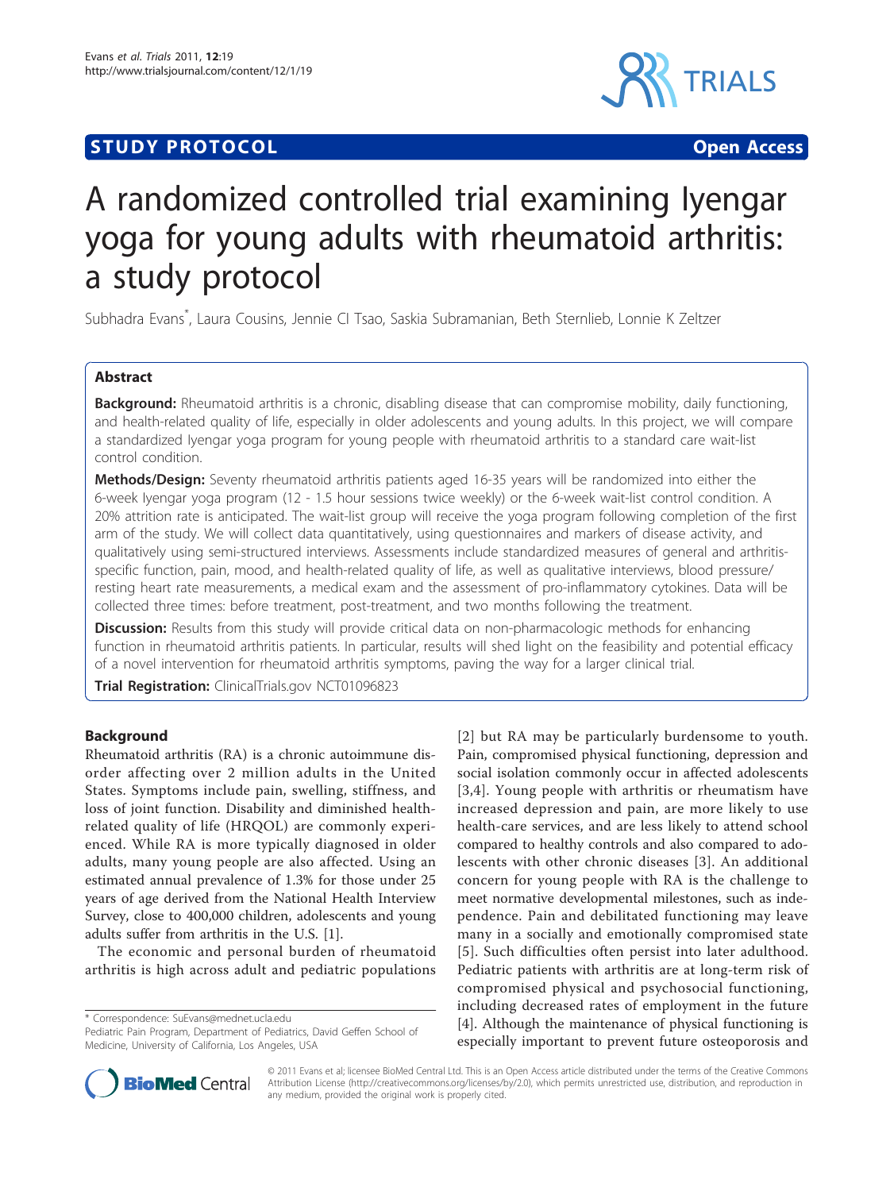STUDY PROTOCOL Open Access

# A randomized controlled trial examining Iyengar yoga for young adults with rheumatoid arthritis: a study protocol

Subhadra Evans*, Laura Cousins, Jennie CI Tsao, Saskia Subramanian, Beth Sternlieb, Lonnie K Zeltzer

## Abstract

**Background:** Rheumatoid arthritis is a chronic, disabling disease that can compromise mobility, daily functioning, and health-related quality of life, especially in older adolescents and young adults. In this project, we will compare a standardized Iyengar yoga program for young people with rheumatoid arthritis to a standard care wait-list control condition.

**Methods/Design:** Seventy rheumatoid arthritis patients aged 16-35 years will be randomized into either the 6-week Iyengar yoga program (12 - 1.5 hour sessions twice weekly) or the 6-week wait-list control condition. A 20% attrition rate is anticipated. The wait-list group will receive the yoga program following completion of the first arm of the study. We will collect data quantitatively, using questionnaires and markers of disease activity, and qualitatively using semi-structured interviews. Assessments include standardized measures of general and arthritis-specific function, pain, mood, and health-related quality of life, as well as qualitative interviews, blood pressure/resting heart rate measurements, a medical exam and the assessment of pro-inflammatory cytokines. Data will be collected three times: before treatment, post-treatment, and two months following the treatment.

**Discussion:** Results from this study will provide critical data on non-pharmacologic methods for enhancing function in rheumatoid arthritis patients. In particular, results will shed light on the feasibility and potential efficacy of a novel intervention for rheumatoid arthritis symptoms, paving the way for a larger clinical trial.

**Trial Registration:** ClinicalTrials.gov NCT01096823

## Background

Rheumatoid arthritis (RA) is a chronic autoimmune disorder affecting over 2 million adults in the United States. Symptoms include pain, swelling, stiffness, and loss of joint function. Disability and diminished health-related quality of life (HRQOL) are commonly experienced. While RA is more typically diagnosed in older adults, many young people are also affected. Using an estimated annual prevalence of 1.3% for those under 25 years of age derived from the National Health Interview Survey, close to 400,000 children, adolescents and young adults suffer from arthritis in the U.S. [1].

The economic and personal burden of rheumatoid arthritis is high across adult and pediatric populations [2] but RA may be particularly burdensome to youth. Pain, compromised physical functioning, depression and social isolation commonly occur in affected adolescents [3,4]. Young people with arthritis or rheumatism have increased depression and pain, are more likely to use health-care services, and are less likely to attend school compared to healthy controls and also compared to adolescents with other chronic diseases [3]. An additional concern for young people with RA is the challenge to meet normative developmental milestones, such as independence. Pain and debilitated functioning may leave many in a socially and emotionally compromised state [5]. Such difficulties often persist into later adulthood. Pediatric patients with arthritis are at long-term risk of compromised physical and psychosocial functioning, including decreased rates of employment in the future [4]. Although the maintenance of physical functioning is especially important to prevent future osteoporosis and

* Correspondence: SuEvans@mednet.ucla.edu
Pediatric Pain Program, Department of Pediatrics, David Geffen School of Medicine, University of California, Los Angeles, USA

© 2011 Evans et al; licensee BioMed Central Ltd. This is an Open Access article distributed under the terms of the Creative Commons Attribution License (http://creativecommons.org/licenses/by/2.0), which permits unrestricted use, distribution, and reproduction in any medium, provided the original work is properly cited.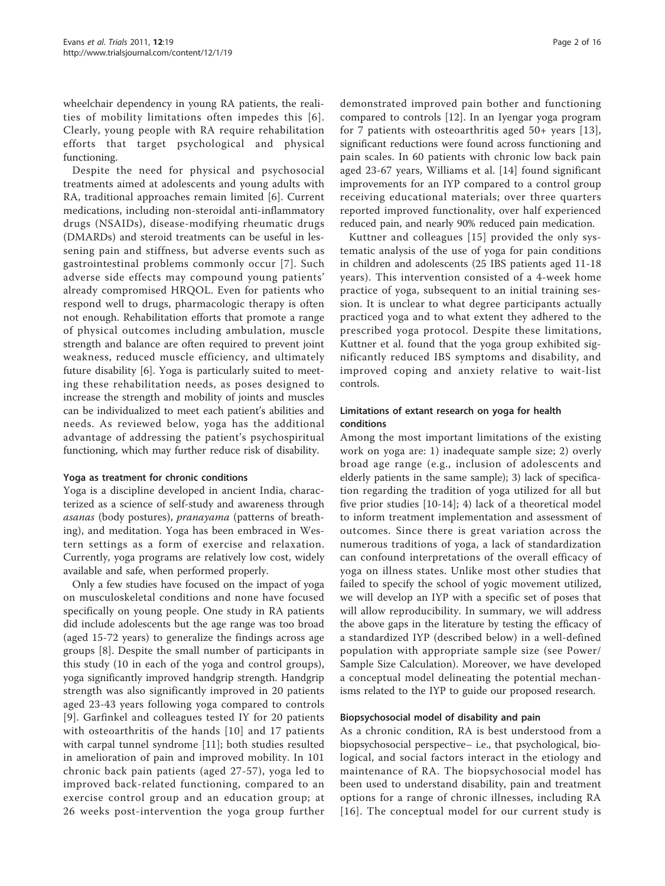wheelchair dependency in young RA patients, the realities of mobility limitations often impedes this [6]. Clearly, young people with RA require rehabilitation efforts that target psychological and physical functioning.

Despite the need for physical and psychosocial treatments aimed at adolescents and young adults with RA, traditional approaches remain limited [6]. Current medications, including non-steroidal anti-inflammatory drugs (NSAIDs), disease-modifying rheumatic drugs (DMARDs) and steroid treatments can be useful in lessening pain and stiffness, but adverse events such as gastrointestinal problems commonly occur [7]. Such adverse side effects may compound young patients' already compromised HRQOL. Even for patients who respond well to drugs, pharmacologic therapy is often not enough. Rehabilitation efforts that promote a range of physical outcomes including ambulation, muscle strength and balance are often required to prevent joint weakness, reduced muscle efficiency, and ultimately future disability [6]. Yoga is particularly suited to meeting these rehabilitation needs, as poses designed to increase the strength and mobility of joints and muscles can be individualized to meet each patient's abilities and needs. As reviewed below, yoga has the additional advantage of addressing the patient's psychospiritual functioning, which may further reduce risk of disability.

### Yoga as treatment for chronic conditions

Yoga is a discipline developed in ancient India, characterized as a science of self-study and awareness through *asanas* (body postures), *pranayama* (patterns of breathing), and meditation. Yoga has been embraced in Western settings as a form of exercise and relaxation. Currently, yoga programs are relatively low cost, widely available and safe, when performed properly.

Only a few studies have focused on the impact of yoga on musculoskeletal conditions and none have focused specifically on young people. One study in RA patients did include adolescents but the age range was too broad (aged 15-72 years) to generalize the findings across age groups [8]. Despite the small number of participants in this study (10 in each of the yoga and control groups), yoga significantly improved handgrip strength. Handgrip strength was also significantly improved in 20 patients aged 23-43 years following yoga compared to controls [9]. Garfinkel and colleagues tested IY for 20 patients with osteoarthritis of the hands [10] and 17 patients with carpal tunnel syndrome [11]; both studies resulted in amelioration of pain and improved mobility. In 101 chronic back pain patients (aged 27-57), yoga led to improved back-related functioning, compared to an exercise control group and an education group; at 26 weeks post-intervention the yoga group further demonstrated improved pain bother and functioning compared to controls [12]. In an Iyengar yoga program for 7 patients with osteoarthritis aged 50+ years [13], significant reductions were found across functioning and pain scales. In 60 patients with chronic low back pain aged 23-67 years, Williams et al. [14] found significant improvements for an IYP compared to a control group receiving educational materials; over three quarters reported improved functionality, over half experienced reduced pain, and nearly 90% reduced pain medication.

Kuttner and colleagues [15] provided the only systematic analysis of the use of yoga for pain conditions in children and adolescents (25 IBS patients aged 11-18 years). This intervention consisted of a 4-week home practice of yoga, subsequent to an initial training session. It is unclear to what degree participants actually practiced yoga and to what extent they adhered to the prescribed yoga protocol. Despite these limitations, Kuttner et al. found that the yoga group exhibited significantly reduced IBS symptoms and disability, and improved coping and anxiety relative to wait-list controls.

### Limitations of extant research on yoga for health conditions

Among the most important limitations of the existing work on yoga are: 1) inadequate sample size; 2) overly broad age range (e.g., inclusion of adolescents and elderly patients in the same sample); 3) lack of specification regarding the tradition of yoga utilized for all but five prior studies [10-14]; 4) lack of a theoretical model to inform treatment implementation and assessment of outcomes. Since there is great variation across the numerous traditions of yoga, a lack of standardization can confound interpretations of the overall efficacy of yoga on illness states. Unlike most other studies that failed to specify the school of yogic movement utilized, we will develop an IYP with a specific set of poses that will allow reproducibility. In summary, we will address the above gaps in the literature by testing the efficacy of a standardized IYP (described below) in a well-defined population with appropriate sample size (see Power/Sample Size Calculation). Moreover, we have developed a conceptual model delineating the potential mechanisms related to the IYP to guide our proposed research.

### Biopsychosocial model of disability and pain

As a chronic condition, RA is best understood from a biopsychosocial perspective– i.e., that psychological, biological, and social factors interact in the etiology and maintenance of RA. The biopsychosocial model has been used to understand disability, pain and treatment options for a range of chronic illnesses, including RA [16]. The conceptual model for our current study is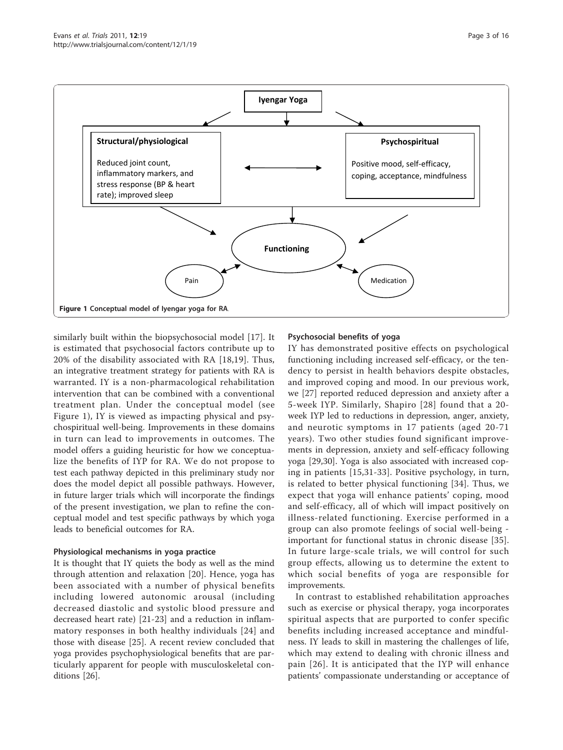Figure 1 Conceptual model of Iyengar yoga for RA.

similarly built within the biopsychosocial model [17]. It is estimated that psychosocial factors contribute up to 20% of the disability associated with RA [18,19]. Thus, an integrative treatment strategy for patients with RA is warranted. IY is a non-pharmacological rehabilitation intervention that can be combined with a conventional treatment plan. Under the conceptual model (see Figure 1), IY is viewed as impacting physical and psychospiritual well-being. Improvements in these domains in turn can lead to improvements in outcomes. The model offers a guiding heuristic for how we conceptualize the benefits of IYP for RA. We do not propose to test each pathway depicted in this preliminary study nor does the model depict all possible pathways. However, in future larger trials which will incorporate the findings of the present investigation, we plan to refine the conceptual model and test specific pathways by which yoga leads to beneficial outcomes for RA.

### Physiological mechanisms in yoga practice

It is thought that IY quiets the body as well as the mind through attention and relaxation [20]. Hence, yoga has been associated with a number of physical benefits including lowered autonomic arousal (including decreased diastolic and systolic blood pressure and decreased heart rate) [21-23] and a reduction in inflammatory responses in both healthy individuals [24] and those with disease [25]. A recent review concluded that yoga provides psychophysiological benefits that are particularly apparent for people with musculoskeletal conditions [26].

### Psychosocial benefits of yoga

IY has demonstrated positive effects on psychological functioning including increased self-efficacy, or the tendency to persist in health behaviors despite obstacles, and improved coping and mood. In our previous work, we [27] reported reduced depression and anxiety after a 5-week IYP. Similarly, Shapiro [28] found that a 20-week IYP led to reductions in depression, anger, anxiety, and neurotic symptoms in 17 patients (aged 20-71 years). Two other studies found significant improvements in depression, anxiety and self-efficacy following yoga [29,30]. Yoga is also associated with increased coping in patients [15,31-33]. Positive psychology, in turn, is related to better physical functioning [34]. Thus, we expect that yoga will enhance patients' coping, mood and self-efficacy, all of which will impact positively on illness-related functioning. Exercise performed in a group can also promote feelings of social well-being - important for functional status in chronic disease [35]. In future large-scale trials, we will control for such group effects, allowing us to determine the extent to which social benefits of yoga are responsible for improvements.

In contrast to established rehabilitation approaches such as exercise or physical therapy, yoga incorporates spiritual aspects that are purported to confer specific benefits including increased acceptance and mindfulness. IY leads to skill in mastering the challenges of life, which may extend to dealing with chronic illness and pain [26]. It is anticipated that the IYP will enhance patients' compassionate understanding or acceptance of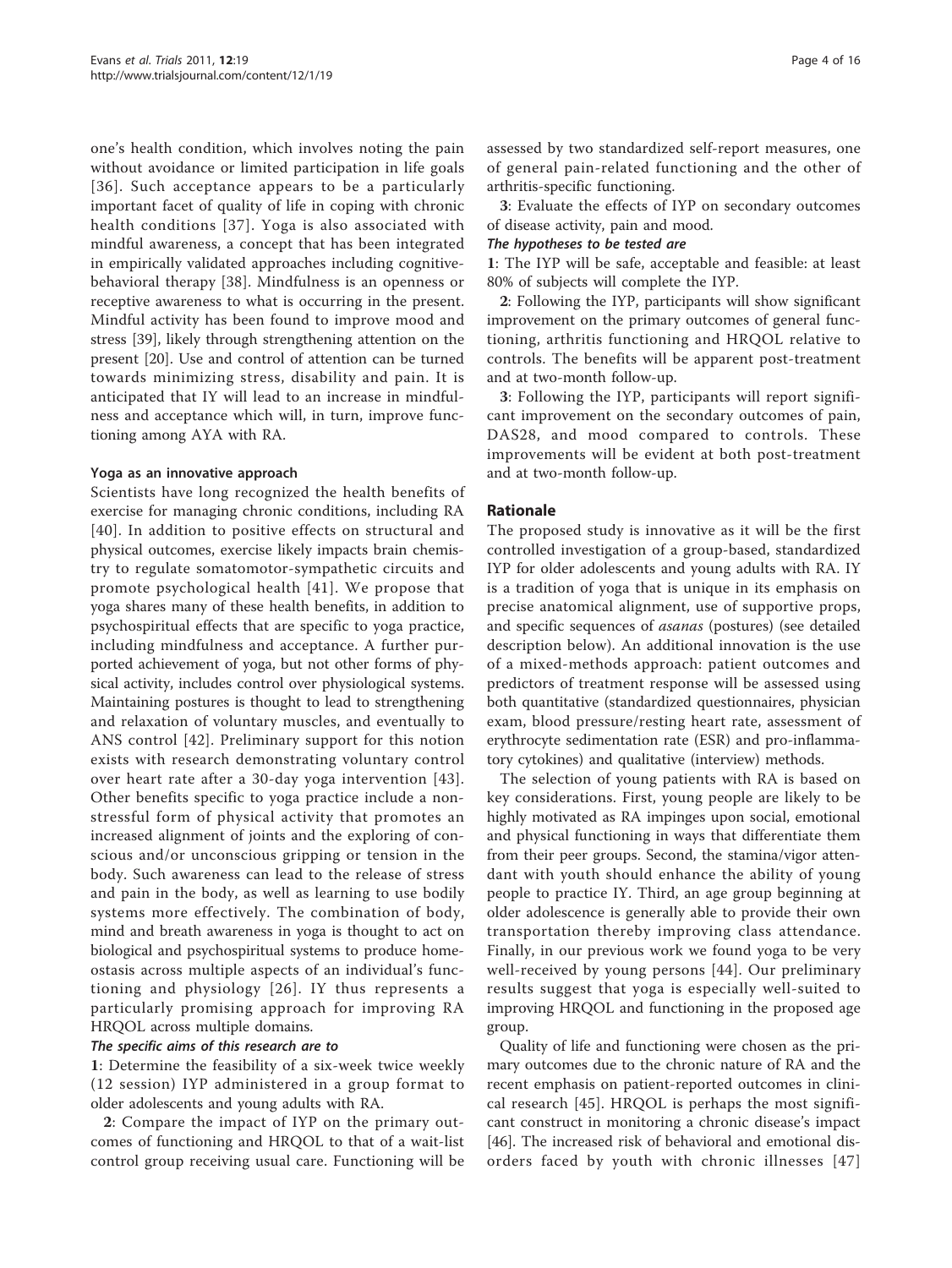one's health condition, which involves noting the pain without avoidance or limited participation in life goals [36]. Such acceptance appears to be a particularly important facet of quality of life in coping with chronic health conditions [37]. Yoga is also associated with mindful awareness, a concept that has been integrated in empirically validated approaches including cognitive-behavioral therapy [38]. Mindfulness is an openness or receptive awareness to what is occurring in the present. Mindful activity has been found to improve mood and stress [39], likely through strengthening attention on the present [20]. Use and control of attention can be turned towards minimizing stress, disability and pain. It is anticipated that IY will lead to an increase in mindfulness and acceptance which will, in turn, improve functioning among AYA with RA.

### Yoga as an innovative approach

Scientists have long recognized the health benefits of exercise for managing chronic conditions, including RA [40]. In addition to positive effects on structural and physical outcomes, exercise likely impacts brain chemistry to regulate somatomotor-sympathetic circuits and promote psychological health [41]. We propose that yoga shares many of these health benefits, in addition to psychospiritual effects that are specific to yoga practice, including mindfulness and acceptance. A further purported achievement of yoga, but not other forms of physical activity, includes control over physiological systems. Maintaining postures is thought to lead to strengthening and relaxation of voluntary muscles, and eventually to ANS control [42]. Preliminary support for this notion exists with research demonstrating voluntary control over heart rate after a 30-day yoga intervention [43]. Other benefits specific to yoga practice include a non-stressful form of physical activity that promotes an increased alignment of joints and the exploring of conscious and/or unconscious gripping or tension in the body. Such awareness can lead to the release of stress and pain in the body, as well as learning to use bodily systems more effectively. The combination of body, mind and breath awareness in yoga is thought to act on biological and psychospiritual systems to produce homeostasis across multiple aspects of an individual's functioning and physiology [26]. IY thus represents a particularly promising approach for improving RA HRQOL across multiple domains.

#### The specific aims of this research are to

**1**: Determine the feasibility of a six-week twice weekly (12 session) IYP administered in a group format to older adolescents and young adults with RA.

**2**: Compare the impact of IYP on the primary outcomes of functioning and HRQOL to that of a wait-list control group receiving usual care. Functioning will be assessed by two standardized self-report measures, one of general pain-related functioning and the other of arthritis-specific functioning.

**3**: Evaluate the effects of IYP on secondary outcomes of disease activity, pain and mood.

#### The hypotheses to be tested are

**1**: The IYP will be safe, acceptable and feasible: at least 80% of subjects will complete the IYP.

**2**: Following the IYP, participants will show significant improvement on the primary outcomes of general functioning, arthritis functioning and HRQOL relative to controls. The benefits will be apparent post-treatment and at two-month follow-up.

**3**: Following the IYP, participants will report significant improvement on the secondary outcomes of pain, DAS28, and mood compared to controls. These improvements will be evident at both post-treatment and at two-month follow-up.

## Rationale

The proposed study is innovative as it will be the first controlled investigation of a group-based, standardized IYP for older adolescents and young adults with RA. IY is a tradition of yoga that is unique in its emphasis on precise anatomical alignment, use of supportive props, and specific sequences of *asanas* (postures) (see detailed description below). An additional innovation is the use of a mixed-methods approach: patient outcomes and predictors of treatment response will be assessed using both quantitative (standardized questionnaires, physician exam, blood pressure/resting heart rate, assessment of erythrocyte sedimentation rate (ESR) and pro-inflammatory cytokines) and qualitative (interview) methods.

The selection of young patients with RA is based on key considerations. First, young people are likely to be highly motivated as RA impinges upon social, emotional and physical functioning in ways that differentiate them from their peer groups. Second, the stamina/vigor attendant with youth should enhance the ability of young people to practice IY. Third, an age group beginning at older adolescence is generally able to provide their own transportation thereby improving class attendance. Finally, in our previous work we found yoga to be very well-received by young persons [44]. Our preliminary results suggest that yoga is especially well-suited to improving HRQOL and functioning in the proposed age group.

Quality of life and functioning were chosen as the primary outcomes due to the chronic nature of RA and the recent emphasis on patient-reported outcomes in clinical research [45]. HRQOL is perhaps the most significant construct in monitoring a chronic disease's impact [46]. The increased risk of behavioral and emotional disorders faced by youth with chronic illnesses [47]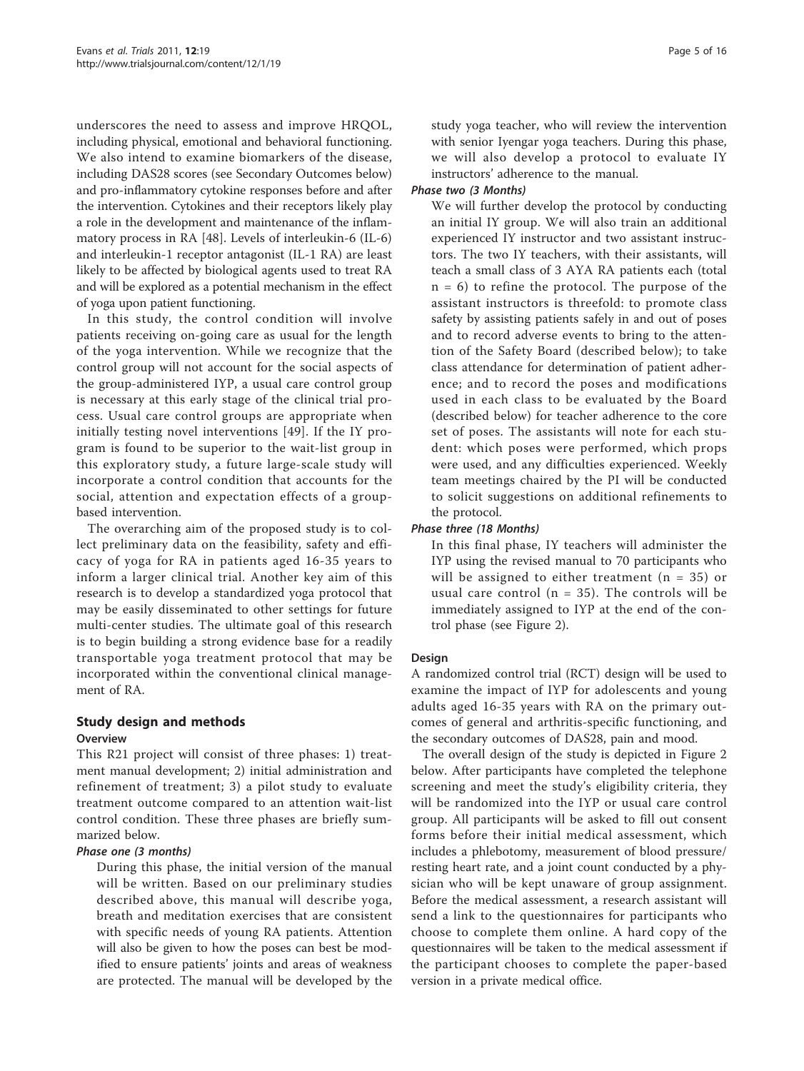underscores the need to assess and improve HRQOL, including physical, emotional and behavioral functioning. We also intend to examine biomarkers of the disease, including DAS28 scores (see Secondary Outcomes below) and pro-inflammatory cytokine responses before and after the intervention. Cytokines and their receptors likely play a role in the development and maintenance of the inflammatory process in RA [48]. Levels of interleukin-6 (IL-6) and interleukin-1 receptor antagonist (IL-1 RA) are least likely to be affected by biological agents used to treat RA and will be explored as a potential mechanism in the effect of yoga upon patient functioning.

In this study, the control condition will involve patients receiving on-going care as usual for the length of the yoga intervention. While we recognize that the control group will not account for the social aspects of the group-administered IYP, a usual care control group is necessary at this early stage of the clinical trial process. Usual care control groups are appropriate when initially testing novel interventions [49]. If the IY program is found to be superior to the wait-list group in this exploratory study, a future large-scale study will incorporate a control condition that accounts for the social, attention and expectation effects of a group-based intervention.

The overarching aim of the proposed study is to collect preliminary data on the feasibility, safety and efficacy of yoga for RA in patients aged 16-35 years to inform a larger clinical trial. Another key aim of this research is to develop a standardized yoga protocol that may be easily disseminated to other settings for future multi-center studies. The ultimate goal of this research is to begin building a strong evidence base for a readily transportable yoga treatment protocol that may be incorporated within the conventional clinical management of RA.

## Study design and methods

### Overview

This R21 project will consist of three phases: 1) treatment manual development; 2) initial administration and refinement of treatment; 3) a pilot study to evaluate treatment outcome compared to an attention wait-list control condition. These three phases are briefly summarized below.

#### *Phase one (3 months)*

During this phase, the initial version of the manual will be written. Based on our preliminary studies described above, this manual will describe yoga, breath and meditation exercises that are consistent with specific needs of young RA patients. Attention will also be given to how the poses can best be modified to ensure patients' joints and areas of weakness are protected. The manual will be developed by the study yoga teacher, who will review the intervention with senior Iyengar yoga teachers. During this phase, we will also develop a protocol to evaluate IY instructors' adherence to the manual.

#### *Phase two (3 Months)*

We will further develop the protocol by conducting an initial IY group. We will also train an additional experienced IY instructor and two assistant instructors. The two IY teachers, with their assistants, will teach a small class of 3 AYA RA patients each (total n = 6) to refine the protocol. The purpose of the assistant instructors is threefold: to promote class safety by assisting patients safely in and out of poses and to record adverse events to bring to the attention of the Safety Board (described below); to take class attendance for determination of patient adherence; and to record the poses and modifications used in each class to be evaluated by the Board (described below) for teacher adherence to the core set of poses. The assistants will note for each student: which poses were performed, which props were used, and any difficulties experienced. Weekly team meetings chaired by the PI will be conducted to solicit suggestions on additional refinements to the protocol.

#### *Phase three (18 Months)*

In this final phase, IY teachers will administer the IYP using the revised manual to 70 participants who will be assigned to either treatment (n = 35) or usual care control (n = 35). The controls will be immediately assigned to IYP at the end of the control phase (see Figure 2).

### Design

A randomized control trial (RCT) design will be used to examine the impact of IYP for adolescents and young adults aged 16-35 years with RA on the primary outcomes of general and arthritis-specific functioning, and the secondary outcomes of DAS28, pain and mood.

The overall design of the study is depicted in Figure 2 below. After participants have completed the telephone screening and meet the study's eligibility criteria, they will be randomized into the IYP or usual care control group. All participants will be asked to fill out consent forms before their initial medical assessment, which includes a phlebotomy, measurement of blood pressure/resting heart rate, and a joint count conducted by a physician who will be kept unaware of group assignment. Before the medical assessment, a research assistant will send a link to the questionnaires for participants who choose to complete them online. A hard copy of the questionnaires will be taken to the medical assessment if the participant chooses to complete the paper-based version in a private medical office.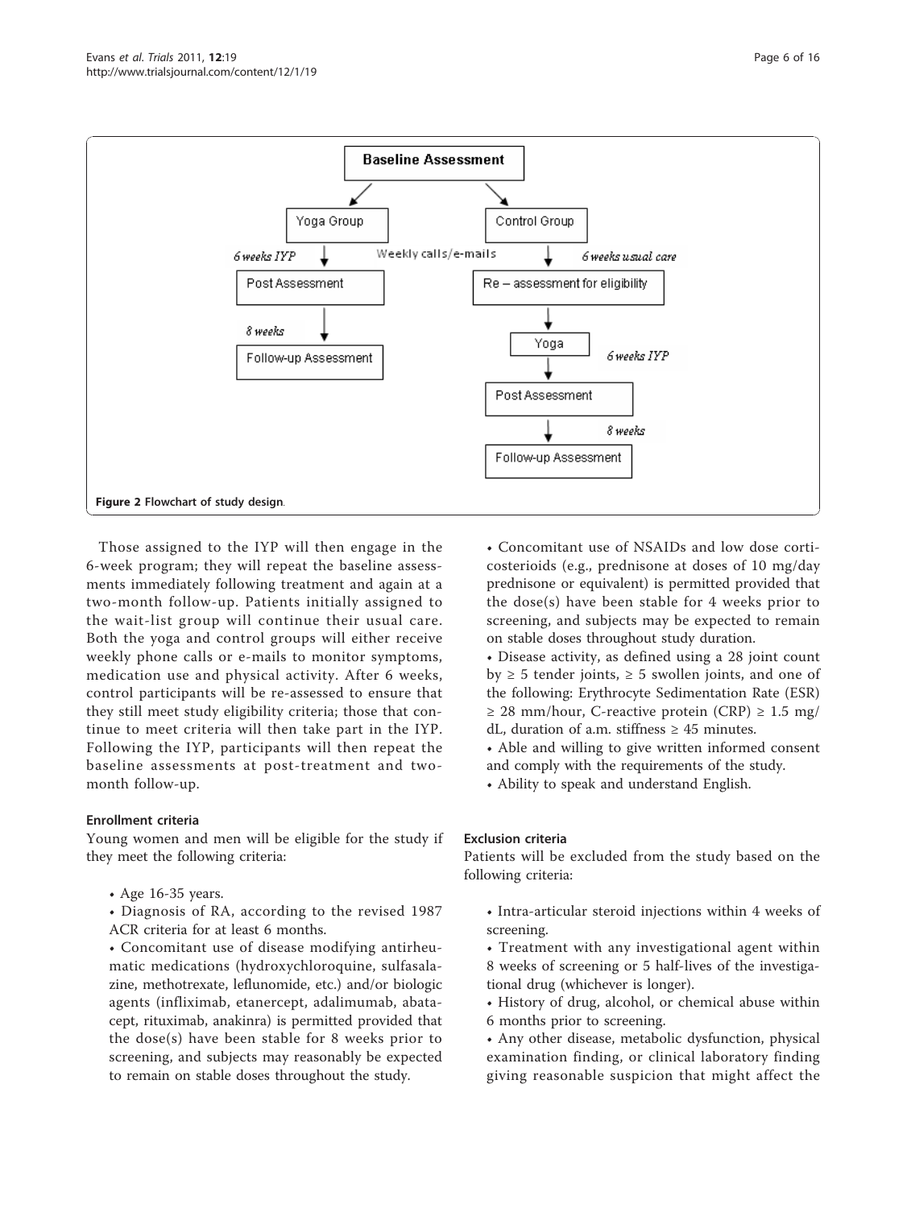Figure 2 Flowchart of study design.

Those assigned to the IYP will then engage in the 6-week program; they will repeat the baseline assessments immediately following treatment and again at a two-month follow-up. Patients initially assigned to the wait-list group will continue their usual care. Both the yoga and control groups will either receive weekly phone calls or e-mails to monitor symptoms, medication use and physical activity. After 6 weeks, control participants will be re-assessed to ensure that they still meet study eligibility criteria; those that continue to meet criteria will then take part in the IYP. Following the IYP, participants will then repeat the baseline assessments at post-treatment and two-month follow-up.

### Enrollment criteria

Young women and men will be eligible for the study if they meet the following criteria:

- Age 16-35 years.
- Diagnosis of RA, according to the revised 1987 ACR criteria for at least 6 months.
- Concomitant use of disease modifying antirheumatic medications (hydroxychloroquine, sulfasalazine, methotrexate, leflunomide, etc.) and/or biologic agents (infliximab, etanercept, adalimumab, abatacept, rituximab, anakinra) is permitted provided that the dose(s) have been stable for 8 weeks prior to screening, and subjects may reasonably be expected to remain on stable doses throughout the study.
- Concomitant use of NSAIDs and low dose corticosteroids (e.g., prednisone at doses of 10 mg/day prednisone or equivalent) is permitted provided that the dose(s) have been stable for 4 weeks prior to screening, and subjects may be expected to remain on stable doses throughout study duration.
- Disease activity, as defined using a 28 joint count by $\geq 5$ tender joints, $\geq 5$ swollen joints, and one of the following: Erythrocyte Sedimentation Rate (ESR) $\geq 28$ mm/hour, C-reactive protein (CRP) $\geq 1.5$ mg/dL, duration of a.m. stiffness $\geq 45$ minutes.
- Able and willing to give written informed consent and comply with the requirements of the study.
- Ability to speak and understand English.

### Exclusion criteria

Patients will be excluded from the study based on the following criteria:

- Intra-articular steroid injections within 4 weeks of screening.
- Treatment with any investigational agent within 8 weeks of screening or 5 half-lives of the investigational drug (whichever is longer).
- History of drug, alcohol, or chemical abuse within 6 months prior to screening.
- Any other disease, metabolic dysfunction, physical examination finding, or clinical laboratory finding giving reasonable suspicion that might affect the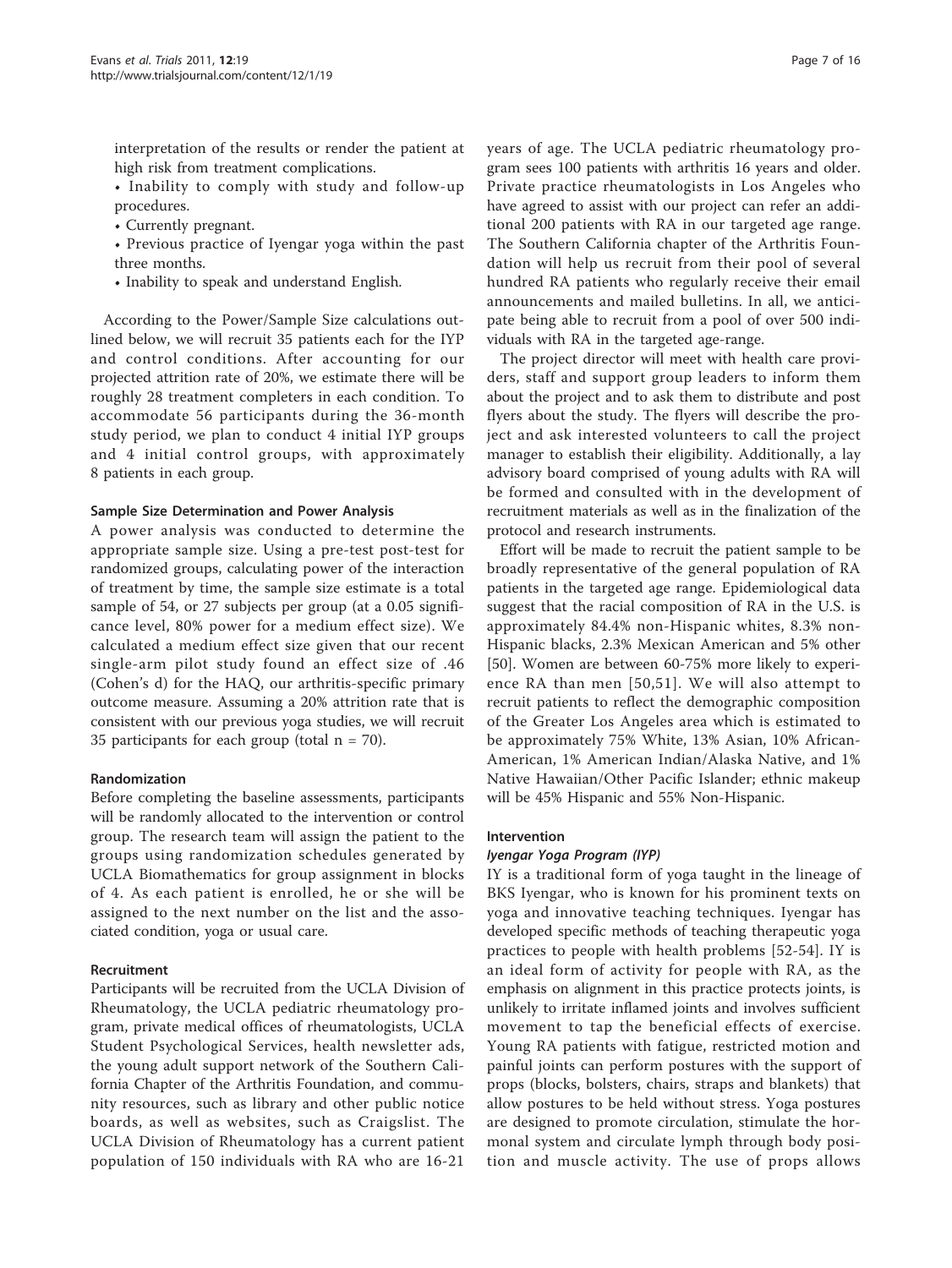interpretation of the results or render the patient at high risk from treatment complications.

- Inability to comply with study and follow-up procedures.
- Currently pregnant.
- Previous practice of Iyengar yoga within the past three months.
- Inability to speak and understand English.

According to the Power/Sample Size calculations outlined below, we will recruit 35 patients each for the IYP and control conditions. After accounting for our projected attrition rate of 20%, we estimate there will be roughly 28 treatment completers in each condition. To accommodate 56 participants during the 36-month study period, we plan to conduct 4 initial IYP groups and 4 initial control groups, with approximately 8 patients in each group.

#### Sample Size Determination and Power Analysis

A power analysis was conducted to determine the appropriate sample size. Using a pre-test post-test for randomized groups, calculating power of the interaction of treatment by time, the sample size estimate is a total sample of 54, or 27 subjects per group (at a 0.05 significance level, 80% power for a medium effect size). We calculated a medium effect size given that our recent single-arm pilot study found an effect size of .46 (Cohen's d) for the HAQ, our arthritis-specific primary outcome measure. Assuming a 20% attrition rate that is consistent with our previous yoga studies, we will recruit 35 participants for each group (total n = 70).

#### Randomization

Before completing the baseline assessments, participants will be randomly allocated to the intervention or control group. The research team will assign the patient to the groups using randomization schedules generated by UCLA Biomathematics for group assignment in blocks of 4. As each patient is enrolled, he or she will be assigned to the next number on the list and the associated condition, yoga or usual care.

#### Recruitment

Participants will be recruited from the UCLA Division of Rheumatology, the UCLA pediatric rheumatology program, private medical offices of rheumatologists, UCLA Student Psychological Services, health newsletter ads, the young adult support network of the Southern California Chapter of the Arthritis Foundation, and community resources, such as library and other public notice boards, as well as websites, such as Craigslist. The UCLA Division of Rheumatology has a current patient population of 150 individuals with RA who are 16-21 years of age. The UCLA pediatric rheumatology program sees 100 patients with arthritis 16 years and older. Private practice rheumatologists in Los Angeles who have agreed to assist with our project can refer an additional 200 patients with RA in our targeted age range. The Southern California chapter of the Arthritis Foundation will help us recruit from their pool of several hundred RA patients who regularly receive their email announcements and mailed bulletins. In all, we anticipate being able to recruit from a pool of over 500 individuals with RA in the targeted age-range.

The project director will meet with health care providers, staff and support group leaders to inform them about the project and to ask them to distribute and post flyers about the study. The flyers will describe the project and ask interested volunteers to call the project manager to establish their eligibility. Additionally, a lay advisory board comprised of young adults with RA will be formed and consulted with in the development of recruitment materials as well as in the finalization of the protocol and research instruments.

Effort will be made to recruit the patient sample to be broadly representative of the general population of RA patients in the targeted age range. Epidemiological data suggest that the racial composition of RA in the U.S. is approximately 84.4% non-Hispanic whites, 8.3% non-Hispanic blacks, 2.3% Mexican American and 5% other [50]. Women are between 60-75% more likely to experience RA than men [50,51]. We will also attempt to recruit patients to reflect the demographic composition of the Greater Los Angeles area which is estimated to be approximately 75% White, 13% Asian, 10% African-American, 1% American Indian/Alaska Native, and 1% Native Hawaiian/Other Pacific Islander; ethnic makeup will be 45% Hispanic and 55% Non-Hispanic.

#### Intervention

##### *Iyengar Yoga Program (IYP)*

IY is a traditional form of yoga taught in the lineage of BKS Iyengar, who is known for his prominent texts on yoga and innovative teaching techniques. Iyengar has developed specific methods of teaching therapeutic yoga practices to people with health problems [52-54]. IY is an ideal form of activity for people with RA, as the emphasis on alignment in this practice protects joints, is unlikely to irritate inflamed joints and involves sufficient movement to tap the beneficial effects of exercise. Young RA patients with fatigue, restricted motion and painful joints can perform postures with the support of props (blocks, bolsters, chairs, straps and blankets) that allow postures to be held without stress. Yoga postures are designed to promote circulation, stimulate the hormonal system and circulate lymph through body position and muscle activity. The use of props allows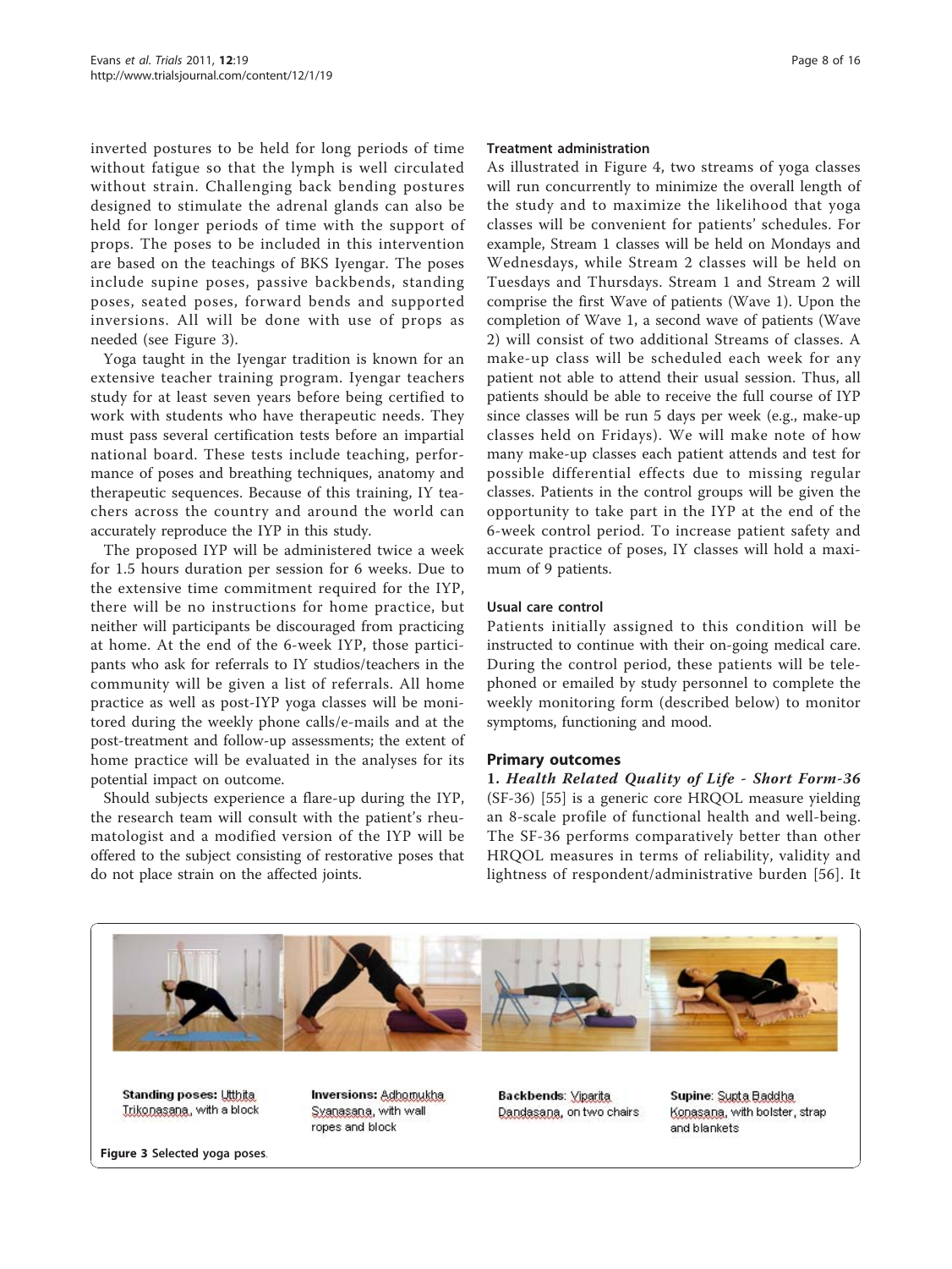inverted postures to be held for long periods of time without fatigue so that the lymph is well circulated without strain. Challenging back bending postures designed to stimulate the adrenal glands can also be held for longer periods of time with the support of props. The poses to be included in this intervention are based on the teachings of BKS Iyengar. The poses include supine poses, passive backbends, standing poses, seated poses, forward bends and supported inversions. All will be done with use of props as needed (see Figure 3).

Yoga taught in the Iyengar tradition is known for an extensive teacher training program. Iyengar teachers study for at least seven years before being certified to work with students who have therapeutic needs. They must pass several certification tests before an impartial national board. These tests include teaching, performance of poses and breathing techniques, anatomy and therapeutic sequences. Because of this training, IY teachers across the country and around the world can accurately reproduce the IYP in this study.

The proposed IYP will be administered twice a week for 1.5 hours duration per session for 6 weeks. Due to the extensive time commitment required for the IYP, there will be no instructions for home practice, but neither will participants be discouraged from practicing at home. At the end of the 6-week IYP, those participants who ask for referrals to IY studios/teachers in the community will be given a list of referrals. All home practice as well as post-IYP yoga classes will be monitored during the weekly phone calls/e-mails and at the post-treatment and follow-up assessments; the extent of home practice will be evaluated in the analyses for its potential impact on outcome.

Should subjects experience a flare-up during the IYP, the research team will consult with the patient's rheumatologist and a modified version of the IYP will be offered to the subject consisting of restorative poses that do not place strain on the affected joints.

#### Treatment administration

As illustrated in Figure 4, two streams of yoga classes will run concurrently to minimize the overall length of the study and to maximize the likelihood that yoga classes will be convenient for patients' schedules. For example, Stream 1 classes will be held on Mondays and Wednesdays, while Stream 2 classes will be held on Tuesdays and Thursdays. Stream 1 and Stream 2 will comprise the first Wave of patients (Wave 1). Upon the completion of Wave 1, a second wave of patients (Wave 2) will consist of two additional Streams of classes. A make-up class will be scheduled each week for any patient not able to attend their usual session. Thus, all patients should be able to receive the full course of IYP since classes will be run 5 days per week (e.g., make-up classes held on Fridays). We will make note of how many make-up classes each patient attends and test for possible differential effects due to missing regular classes. Patients in the control groups will be given the opportunity to take part in the IYP at the end of the 6-week control period. To increase patient safety and accurate practice of poses, IY classes will hold a maximum of 9 patients.

#### Usual care control

Patients initially assigned to this condition will be instructed to continue with their on-going medical care. During the control period, these patients will be telephoned or emailed by study personnel to complete the weekly monitoring form (described below) to monitor symptoms, functioning and mood.

### Primary outcomes

**1.** ***Health Related Quality of Life - Short Form-36*** (SF-36) [55] is a generic core HRQOL measure yielding an 8-scale profile of functional health and well-being. The SF-36 performs comparatively better than other HRQOL measures in terms of reliability, validity and lightness of respondent/administrative burden [56]. It

**Standing poses:** Utthita Trikonasana, with a block

**Inversions:** Adhomukha Svanasana, with wall ropes and block

**Backbends:** Viparita Dandasana, on two chairs

**Supine:** Supta Baddha Konasana, with bolster, strap and blankets

**Figure 3** Selected yoga poses.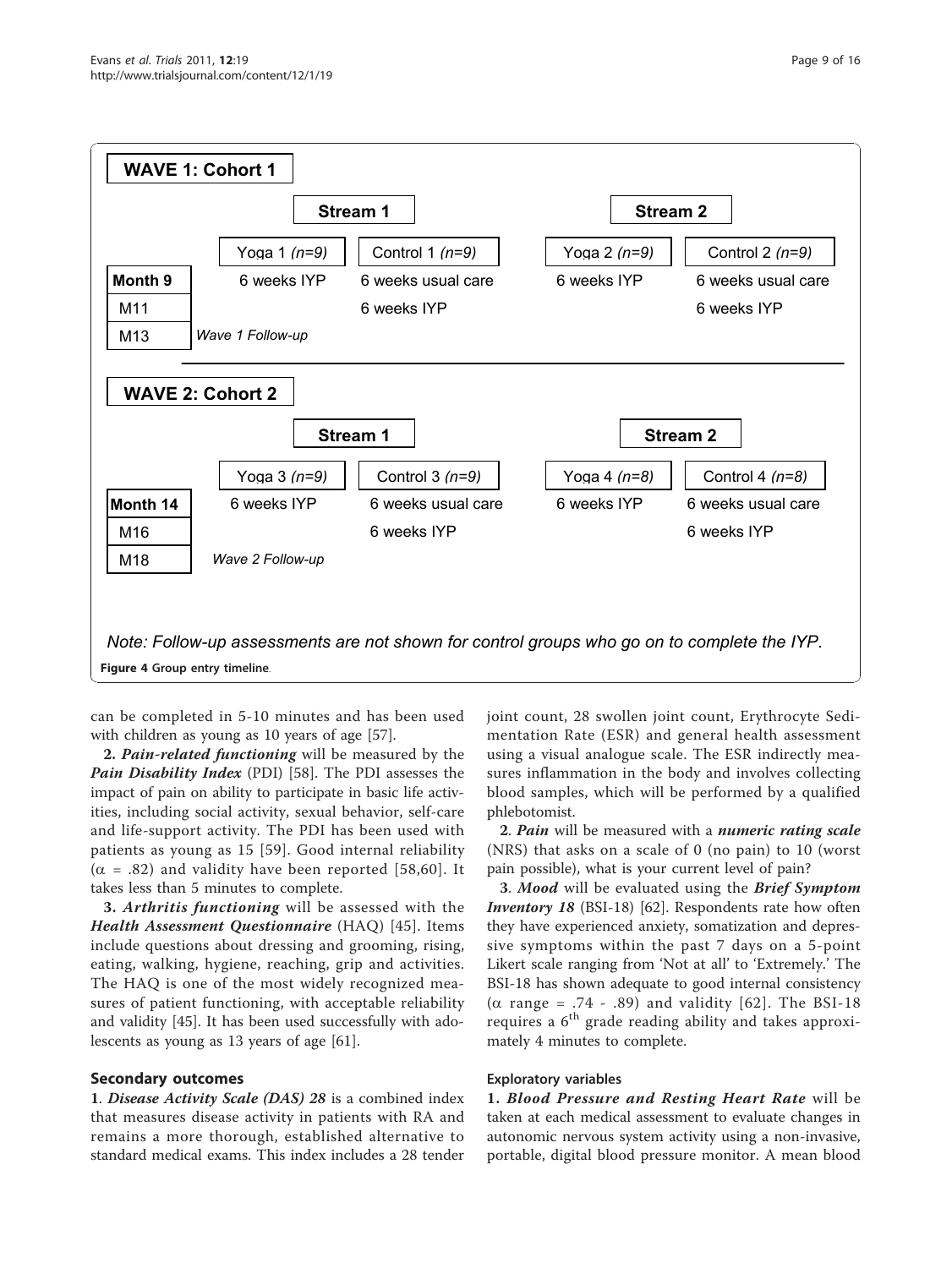**WAVE 1: Cohort 1**

| | Stream 1 | | Stream 2 | |
|---|---|---|---|---|
| | Yoga 1 (n=9) | Control 1 (n=9) | Yoga 2 (n=9) | Control 2 (n=9) |
| Month 9 | 6 weeks IYP | 6 weeks usual care | 6 weeks IYP | 6 weeks usual care |
| M11 | | 6 weeks IYP | | 6 weeks IYP |
| M13 | Wave 1 Follow-up | | | |

**WAVE 2: Cohort 2**

| | Stream 1 | | Stream 2 | |
|---|---|---|---|---|
| | Yoga 3 (n=9) | Control 3 (n=9) | Yoga 4 (n=8) | Control 4 (n=8) |
| Month 14 | 6 weeks IYP | 6 weeks usual care | 6 weeks IYP | 6 weeks usual care |
| M16 | | 6 weeks IYP | | 6 weeks IYP |
| M18 | Wave 2 Follow-up | | | |

*Note: Follow-up assessments are not shown for control groups who go on to complete the IYP.*

**Figure 4** Group entry timeline.

can be completed in 5-10 minutes and has been used with children as young as 10 years of age [57].

**2.** ***Pain-related functioning*** will be measured by the ***Pain Disability Index*** (PDI) [58]. The PDI assesses the impact of pain on ability to participate in basic life activities, including social activity, sexual behavior, self-care and life-support activity. The PDI has been used with patients as young as 15 [59]. Good internal reliability ($\alpha$ = .82) and validity have been reported [58,60]. It takes less than 5 minutes to complete.

**3.** ***Arthritis functioning*** will be assessed with the ***Health Assessment Questionnaire*** (HAQ) [45]. Items include questions about dressing and grooming, rising, eating, walking, hygiene, reaching, grip and activities. The HAQ is one of the most widely recognized measures of patient functioning, with acceptable reliability and validity [45]. It has been used successfully with adolescents as young as 13 years of age [61].

## Secondary outcomes

**1**. ***Disease Activity Scale (DAS) 28*** is a combined index that measures disease activity in patients with RA and remains a more thorough, established alternative to standard medical exams. This index includes a 28 tender joint count, 28 swollen joint count, Erythrocyte Sedimentation Rate (ESR) and general health assessment using a visual analogue scale. The ESR indirectly measures inflammation in the body and involves collecting blood samples, which will be performed by a qualified phlebotomist.

**2**. ***Pain*** will be measured with a ***numeric rating scale*** (NRS) that asks on a scale of 0 (no pain) to 10 (worst pain possible), what is your current level of pain?

**3**. ***Mood*** will be evaluated using the ***Brief Symptom Inventory 18*** (BSI-18) [62]. Respondents rate how often they have experienced anxiety, somatization and depressive symptoms within the past 7 days on a 5-point Likert scale ranging from 'Not at all' to 'Extremely.' The BSI-18 has shown adequate to good internal consistency ($\alpha$ range = .74 - .89) and validity [62]. The BSI-18 requires a 6$^{th}$ grade reading ability and takes approximately 4 minutes to complete.

### Exploratory variables

**1.** ***Blood Pressure and Resting Heart Rate*** will be taken at each medical assessment to evaluate changes in autonomic nervous system activity using a non-invasive, portable, digital blood pressure monitor. A mean blood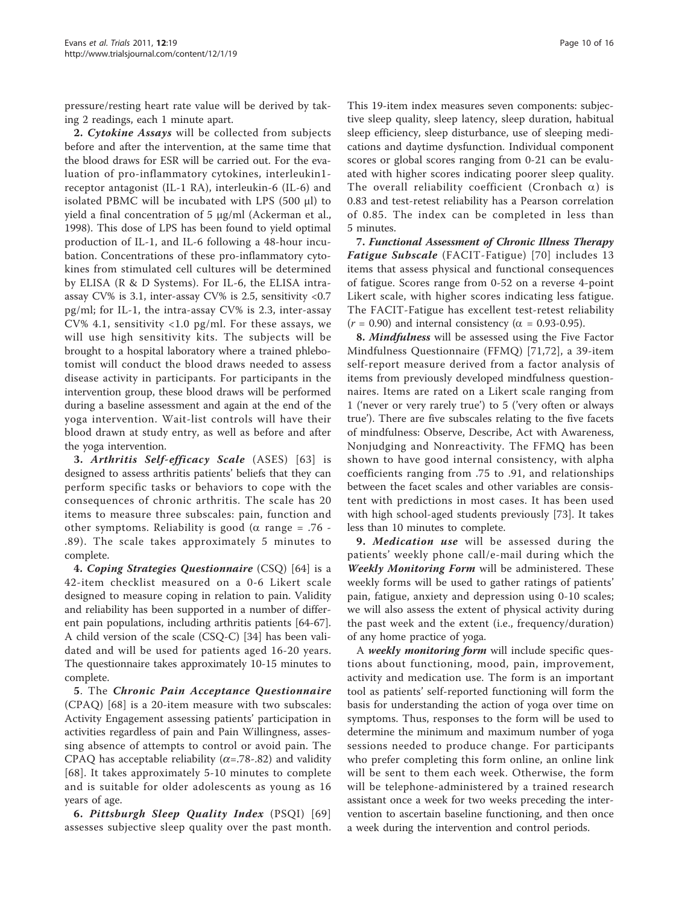pressure/resting heart rate value will be derived by taking 2 readings, each 1 minute apart.

**2. *Cytokine Assays*** will be collected from subjects before and after the intervention, at the same time that the blood draws for ESR will be carried out. For the evaluation of pro-inflammatory cytokines, interleukin1-receptor antagonist (IL-1 RA), interleukin-6 (IL-6) and isolated PBMC will be incubated with LPS (500 μl) to yield a final concentration of 5 μg/ml (Ackerman et al., 1998). This dose of LPS has been found to yield optimal production of IL-1, and IL-6 following a 48-hour incubation. Concentrations of these pro-inflammatory cytokines from stimulated cell cultures will be determined by ELISA (R & D Systems). For IL-6, the ELISA intra-assay CV% is 3.1, inter-assay CV% is 2.5, sensitivity <0.7 pg/ml; for IL-1, the intra-assay CV% is 2.3, inter-assay CV% 4.1, sensitivity <1.0 pg/ml. For these assays, we will use high sensitivity kits. The subjects will be brought to a hospital laboratory where a trained phlebotomist will conduct the blood draws needed to assess disease activity in participants. For participants in the intervention group, these blood draws will be performed during a baseline assessment and again at the end of the yoga intervention. Wait-list controls will have their blood drawn at study entry, as well as before and after the yoga intervention.

**3. *Arthritis Self-efficacy Scale*** (ASES) [63] is designed to assess arthritis patients' beliefs that they can perform specific tasks or behaviors to cope with the consequences of chronic arthritis. The scale has 20 items to measure three subscales: pain, function and other symptoms. Reliability is good (α range = .76 - .89). The scale takes approximately 5 minutes to complete.

**4. *Coping Strategies Questionnaire*** (CSQ) [64] is a 42-item checklist measured on a 0-6 Likert scale designed to measure coping in relation to pain. Validity and reliability has been supported in a number of different pain populations, including arthritis patients [64-67]. A child version of the scale (CSQ-C) [34] has been validated and will be used for patients aged 16-20 years. The questionnaire takes approximately 10-15 minutes to complete.

**5**. The ***Chronic Pain Acceptance Questionnaire*** (CPAQ) [68] is a 20-item measure with two subscales: Activity Engagement assessing patients' participation in activities regardless of pain and Pain Willingness, assessing absence of attempts to control or avoid pain. The CPAQ has acceptable reliability (α=.78-.82) and validity [68]. It takes approximately 5-10 minutes to complete and is suitable for older adolescents as young as 16 years of age.

**6. *Pittsburgh Sleep Quality Index*** (PSQI) [69] assesses subjective sleep quality over the past month. This 19-item index measures seven components: subjective sleep quality, sleep latency, sleep duration, habitual sleep efficiency, sleep disturbance, use of sleeping medications and daytime dysfunction. Individual component scores or global scores ranging from 0-21 can be evaluated with higher scores indicating poorer sleep quality. The overall reliability coefficient (Cronbach α) is 0.83 and test-retest reliability has a Pearson correlation of 0.85. The index can be completed in less than 5 minutes.

**7. *Functional Assessment of Chronic Illness Therapy Fatigue Subscale*** (FACIT-Fatigue) [70] includes 13 items that assess physical and functional consequences of fatigue. Scores range from 0-52 on a reverse 4-point Likert scale, with higher scores indicating less fatigue. The FACIT-Fatigue has excellent test-retest reliability ($r$ = 0.90) and internal consistency (α = 0.93-0.95).

**8. *Mindfulness*** will be assessed using the Five Factor Mindfulness Questionnaire (FFMQ) [71,72], a 39-item self-report measure derived from a factor analysis of items from previously developed mindfulness questionnaires. Items are rated on a Likert scale ranging from 1 ('never or very rarely true') to 5 ('very often or always true'). There are five subscales relating to the five facets of mindfulness: Observe, Describe, Act with Awareness, Nonjudging and Nonreactivity. The FFMQ has been shown to have good internal consistency, with alpha coefficients ranging from .75 to .91, and relationships between the facet scales and other variables are consistent with predictions in most cases. It has been used with high school-aged students previously [73]. It takes less than 10 minutes to complete.

**9. *Medication use*** will be assessed during the patients' weekly phone call/e-mail during which the ***Weekly Monitoring Form*** will be administered. These weekly forms will be used to gather ratings of patients' pain, fatigue, anxiety and depression using 0-10 scales; we will also assess the extent of physical activity during the past week and the extent (i.e., frequency/duration) of any home practice of yoga.

A ***weekly monitoring form*** will include specific questions about functioning, mood, pain, improvement, activity and medication use. The form is an important tool as patients' self-reported functioning will form the basis for understanding the action of yoga over time on symptoms. Thus, responses to the form will be used to determine the minimum and maximum number of yoga sessions needed to produce change. For participants who prefer completing this form online, an online link will be sent to them each week. Otherwise, the form will be telephone-administered by a trained research assistant once a week for two weeks preceding the intervention to ascertain baseline functioning, and then once a week during the intervention and control periods.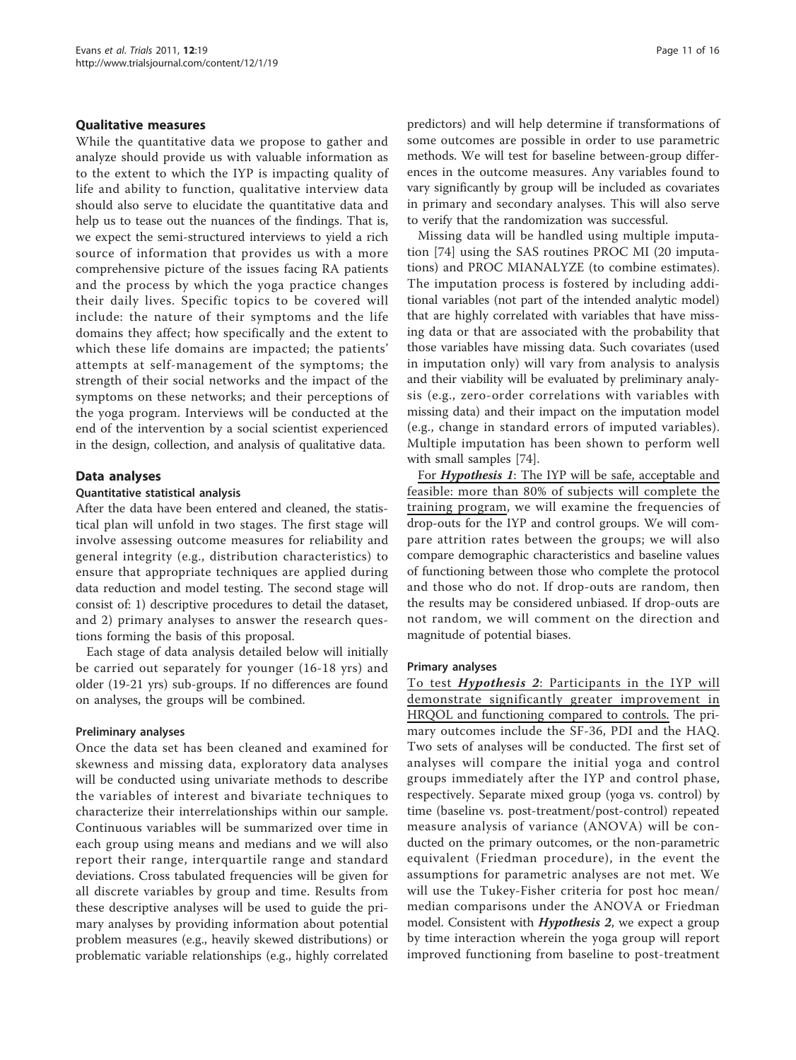### Qualitative measures

While the quantitative data we propose to gather and analyze should provide us with valuable information as to the extent to which the IYP is impacting quality of life and ability to function, qualitative interview data should also serve to elucidate the quantitative data and help us to tease out the nuances of the findings. That is, we expect the semi-structured interviews to yield a rich source of information that provides us with a more comprehensive picture of the issues facing RA patients and the process by which the yoga practice changes their daily lives. Specific topics to be covered will include: the nature of their symptoms and the life domains they affect; how specifically and the extent to which these life domains are impacted; the patients' attempts at self-management of the symptoms; the strength of their social networks and the impact of the symptoms on these networks; and their perceptions of the yoga program. Interviews will be conducted at the end of the intervention by a social scientist experienced in the design, collection, and analysis of qualitative data.

## Data analyses

### Quantitative statistical analysis

After the data have been entered and cleaned, the statistical plan will unfold in two stages. The first stage will involve assessing outcome measures for reliability and general integrity (e.g., distribution characteristics) to ensure that appropriate techniques are applied during data reduction and model testing. The second stage will consist of: 1) descriptive procedures to detail the dataset, and 2) primary analyses to answer the research questions forming the basis of this proposal.

Each stage of data analysis detailed below will initially be carried out separately for younger (16-18 yrs) and older (19-21 yrs) sub-groups. If no differences are found on analyses, the groups will be combined.

#### Preliminary analyses

Once the data set has been cleaned and examined for skewness and missing data, exploratory data analyses will be conducted using univariate methods to describe the variables of interest and bivariate techniques to characterize their interrelationships within our sample. Continuous variables will be summarized over time in each group using means and medians and we will also report their range, interquartile range and standard deviations. Cross tabulated frequencies will be given for all discrete variables by group and time. Results from these descriptive analyses will be used to guide the primary analyses by providing information about potential problem measures (e.g., heavily skewed distributions) or problematic variable relationships (e.g., highly correlated predictors) and will help determine if transformations of some outcomes are possible in order to use parametric methods. We will test for baseline between-group differences in the outcome measures. Any variables found to vary significantly by group will be included as covariates in primary and secondary analyses. This will also serve to verify that the randomization was successful.

Missing data will be handled using multiple imputation [74] using the SAS routines PROC MI (20 imputations) and PROC MIANALYZE (to combine estimates). The imputation process is fostered by including additional variables (not part of the intended analytic model) that are highly correlated with variables that have missing data or that are associated with the probability that those variables have missing data. Such covariates (used in imputation only) will vary from analysis to analysis and their viability will be evaluated by preliminary analysis (e.g., zero-order correlations with variables with missing data) and their impact on the imputation model (e.g., change in standard errors of imputed variables). Multiple imputation has been shown to perform well with small samples [74].

For ***Hypothesis 1***: The IYP will be safe, acceptable and feasible: more than 80% of subjects will complete the training program, we will examine the frequencies of drop-outs for the IYP and control groups. We will compare attrition rates between the groups; we will also compare demographic characteristics and baseline values of functioning between those who complete the protocol and those who do not. If drop-outs are random, then the results may be considered unbiased. If drop-outs are not random, we will comment on the direction and magnitude of potential biases.

#### Primary analyses

To test ***Hypothesis 2***: Participants in the IYP will demonstrate significantly greater improvement in HRQOL and functioning compared to controls. The primary outcomes include the SF-36, PDI and the HAQ. Two sets of analyses will be conducted. The first set of analyses will compare the initial yoga and control groups immediately after the IYP and control phase, respectively. Separate mixed group (yoga vs. control) by time (baseline vs. post-treatment/post-control) repeated measure analysis of variance (ANOVA) will be conducted on the primary outcomes, or the non-parametric equivalent (Friedman procedure), in the event the assumptions for parametric analyses are not met. We will use the Tukey-Fisher criteria for post hoc mean/median comparisons under the ANOVA or Friedman model. Consistent with ***Hypothesis 2***, we expect a group by time interaction wherein the yoga group will report improved functioning from baseline to post-treatment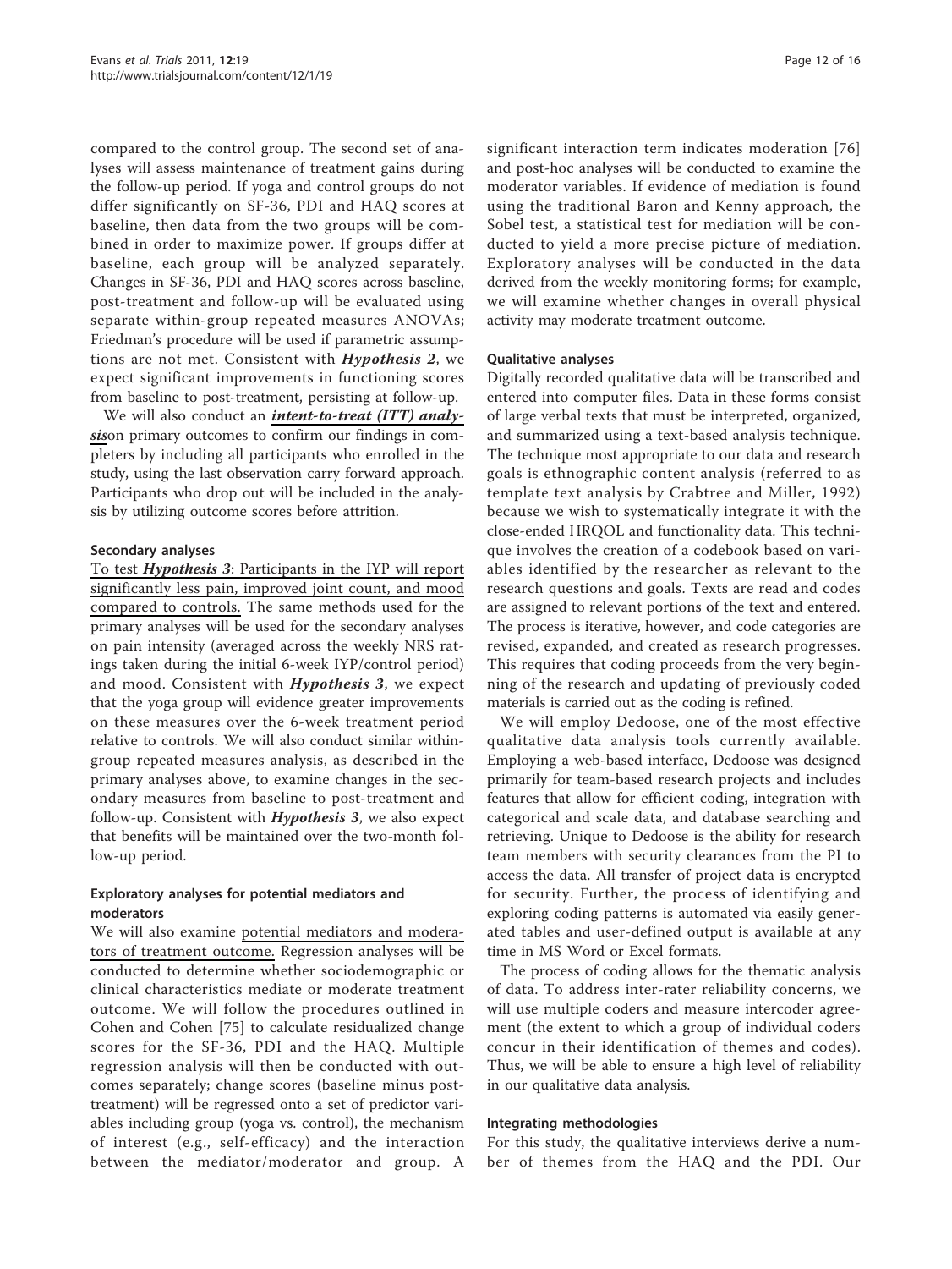compared to the control group. The second set of analyses will assess maintenance of treatment gains during the follow-up period. If yoga and control groups do not differ significantly on SF-36, PDI and HAQ scores at baseline, then data from the two groups will be combined in order to maximize power. If groups differ at baseline, each group will be analyzed separately. Changes in SF-36, PDI and HAQ scores across baseline, post-treatment and follow-up will be evaluated using separate within-group repeated measures ANOVAs; Friedman's procedure will be used if parametric assumptions are not met. Consistent with ***Hypothesis 2***, we expect significant improvements in functioning scores from baseline to post-treatment, persisting at follow-up.

We will also conduct an ***intent-to-treat (ITT) analysis***on primary outcomes to confirm our findings in completers by including all participants who enrolled in the study, using the last observation carry forward approach. Participants who drop out will be included in the analysis by utilizing outcome scores before attrition.

#### Secondary analyses

To test ***Hypothesis 3***: Participants in the IYP will report significantly less pain, improved joint count, and mood compared to controls. The same methods used for the primary analyses will be used for the secondary analyses on pain intensity (averaged across the weekly NRS ratings taken during the initial 6-week IYP/control period) and mood. Consistent with ***Hypothesis 3***, we expect that the yoga group will evidence greater improvements on these measures over the 6-week treatment period relative to controls. We will also conduct similar within-group repeated measures analysis, as described in the primary analyses above, to examine changes in the secondary measures from baseline to post-treatment and follow-up. Consistent with ***Hypothesis 3***, we also expect that benefits will be maintained over the two-month follow-up period.

### Exploratory analyses for potential mediators and moderators

We will also examine potential mediators and moderators of treatment outcome. Regression analyses will be conducted to determine whether sociodemographic or clinical characteristics mediate or moderate treatment outcome. We will follow the procedures outlined in Cohen and Cohen [75] to calculate residualized change scores for the SF-36, PDI and the HAQ. Multiple regression analysis will then be conducted with outcomes separately; change scores (baseline minus post-treatment) will be regressed onto a set of predictor variables including group (yoga vs. control), the mechanism of interest (e.g., self-efficacy) and the interaction between the mediator/moderator and group. A significant interaction term indicates moderation [76] and post-hoc analyses will be conducted to examine the moderator variables. If evidence of mediation is found using the traditional Baron and Kenny approach, the Sobel test, a statistical test for mediation will be conducted to yield a more precise picture of mediation. Exploratory analyses will be conducted in the data derived from the weekly monitoring forms; for example, we will examine whether changes in overall physical activity may moderate treatment outcome.

#### Qualitative analyses

Digitally recorded qualitative data will be transcribed and entered into computer files. Data in these forms consist of large verbal texts that must be interpreted, organized, and summarized using a text-based analysis technique. The technique most appropriate to our data and research goals is ethnographic content analysis (referred to as template text analysis by Crabtree and Miller, 1992) because we wish to systematically integrate it with the close-ended HRQOL and functionality data. This technique involves the creation of a codebook based on variables identified by the researcher as relevant to the research questions and goals. Texts are read and codes are assigned to relevant portions of the text and entered. The process is iterative, however, and code categories are revised, expanded, and created as research progresses. This requires that coding proceeds from the very beginning of the research and updating of previously coded materials is carried out as the coding is refined.

We will employ Dedoose, one of the most effective qualitative data analysis tools currently available. Employing a web-based interface, Dedoose was designed primarily for team-based research projects and includes features that allow for efficient coding, integration with categorical and scale data, and database searching and retrieving. Unique to Dedoose is the ability for research team members with security clearances from the PI to access the data. All transfer of project data is encrypted for security. Further, the process of identifying and exploring coding patterns is automated via easily generated tables and user-defined output is available at any time in MS Word or Excel formats.

The process of coding allows for the thematic analysis of data. To address inter-rater reliability concerns, we will use multiple coders and measure intercoder agreement (the extent to which a group of individual coders concur in their identification of themes and codes). Thus, we will be able to ensure a high level of reliability in our qualitative data analysis.

#### Integrating methodologies

For this study, the qualitative interviews derive a number of themes from the HAQ and the PDI. Our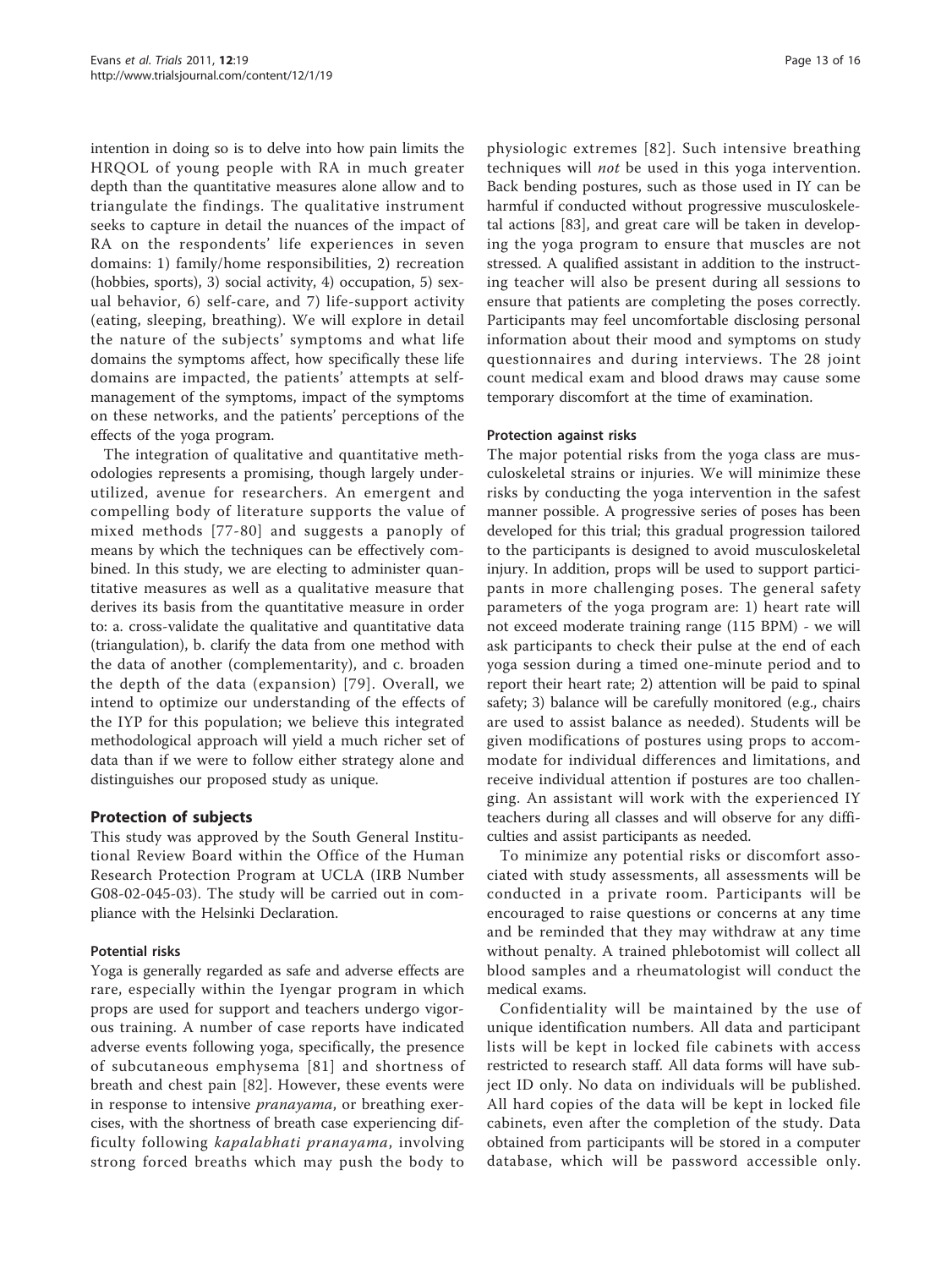intention in doing so is to delve into how pain limits the HRQOL of young people with RA in much greater depth than the quantitative measures alone allow and to triangulate the findings. The qualitative instrument seeks to capture in detail the nuances of the impact of RA on the respondents' life experiences in seven domains: 1) family/home responsibilities, 2) recreation (hobbies, sports), 3) social activity, 4) occupation, 5) sexual behavior, 6) self-care, and 7) life-support activity (eating, sleeping, breathing). We will explore in detail the nature of the subjects' symptoms and what life domains the symptoms affect, how specifically these life domains are impacted, the patients' attempts at self-management of the symptoms, impact of the symptoms on these networks, and the patients' perceptions of the effects of the yoga program.

The integration of qualitative and quantitative methodologies represents a promising, though largely underutilized, avenue for researchers. An emergent and compelling body of literature supports the value of mixed methods [77-80] and suggests a panoply of means by which the techniques can be effectively combined. In this study, we are electing to administer quantitative measures as well as a qualitative measure that derives its basis from the quantitative measure in order to: a. cross-validate the qualitative and quantitative data (triangulation), b. clarify the data from one method with the data of another (complementarity), and c. broaden the depth of the data (expansion) [79]. Overall, we intend to optimize our understanding of the effects of the IYP for this population; we believe this integrated methodological approach will yield a much richer set of data than if we were to follow either strategy alone and distinguishes our proposed study as unique.

## Protection of subjects

This study was approved by the South General Institutional Review Board within the Office of the Human Research Protection Program at UCLA (IRB Number G08-02-045-03). The study will be carried out in compliance with the Helsinki Declaration.

### Potential risks

Yoga is generally regarded as safe and adverse effects are rare, especially within the Iyengar program in which props are used for support and teachers undergo vigorous training. A number of case reports have indicated adverse events following yoga, specifically, the presence of subcutaneous emphysema [81] and shortness of breath and chest pain [82]. However, these events were in response to intensive *pranayama*, or breathing exercises, with the shortness of breath case experiencing difficulty following *kapalabhati pranayama*, involving strong forced breaths which may push the body to physiologic extremes [82]. Such intensive breathing techniques will *not* be used in this yoga intervention. Back bending postures, such as those used in IY can be harmful if conducted without progressive musculoskeletal actions [83], and great care will be taken in developing the yoga program to ensure that muscles are not stressed. A qualified assistant in addition to the instructing teacher will also be present during all sessions to ensure that patients are completing the poses correctly. Participants may feel uncomfortable disclosing personal information about their mood and symptoms on study questionnaires and during interviews. The 28 joint count medical exam and blood draws may cause some temporary discomfort at the time of examination.

### Protection against risks

The major potential risks from the yoga class are musculoskeletal strains or injuries. We will minimize these risks by conducting the yoga intervention in the safest manner possible. A progressive series of poses has been developed for this trial; this gradual progression tailored to the participants is designed to avoid musculoskeletal injury. In addition, props will be used to support participants in more challenging poses. The general safety parameters of the yoga program are: 1) heart rate will not exceed moderate training range (115 BPM) - we will ask participants to check their pulse at the end of each yoga session during a timed one-minute period and to report their heart rate; 2) attention will be paid to spinal safety; 3) balance will be carefully monitored (e.g., chairs are used to assist balance as needed). Students will be given modifications of postures using props to accommodate for individual differences and limitations, and receive individual attention if postures are too challenging. An assistant will work with the experienced IY teachers during all classes and will observe for any difficulties and assist participants as needed.

To minimize any potential risks or discomfort associated with study assessments, all assessments will be conducted in a private room. Participants will be encouraged to raise questions or concerns at any time and be reminded that they may withdraw at any time without penalty. A trained phlebotomist will collect all blood samples and a rheumatologist will conduct the medical exams.

Confidentiality will be maintained by the use of unique identification numbers. All data and participant lists will be kept in locked file cabinets with access restricted to research staff. All data forms will have subject ID only. No data on individuals will be published. All hard copies of the data will be kept in locked file cabinets, even after the completion of the study. Data obtained from participants will be stored in a computer database, which will be password accessible only.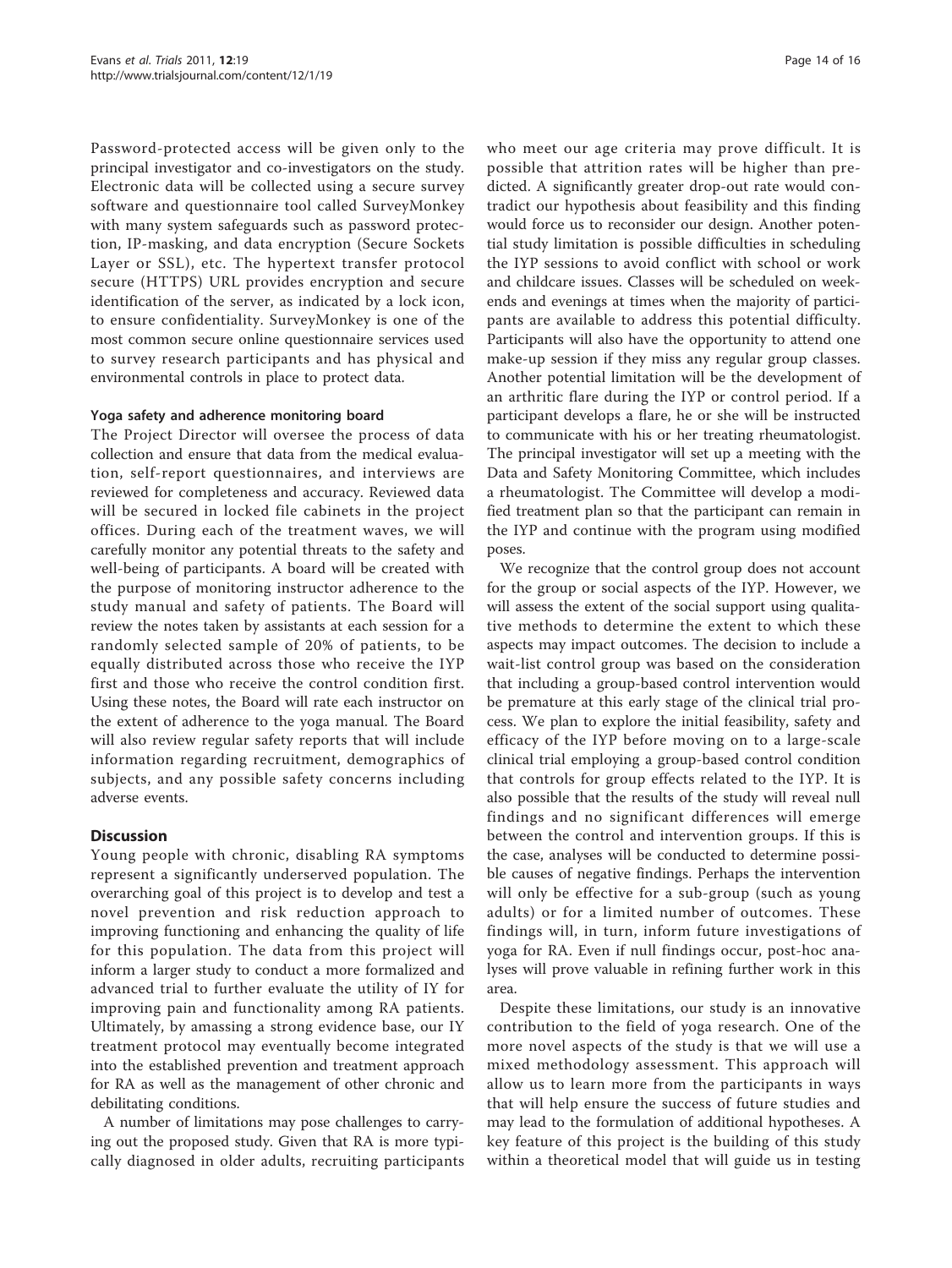Password-protected access will be given only to the principal investigator and co-investigators on the study. Electronic data will be collected using a secure survey software and questionnaire tool called SurveyMonkey with many system safeguards such as password protection, IP-masking, and data encryption (Secure Sockets Layer or SSL), etc. The hypertext transfer protocol secure (HTTPS) URL provides encryption and secure identification of the server, as indicated by a lock icon, to ensure confidentiality. SurveyMonkey is one of the most common secure online questionnaire services used to survey research participants and has physical and environmental controls in place to protect data.

### Yoga safety and adherence monitoring board

The Project Director will oversee the process of data collection and ensure that data from the medical evaluation, self-report questionnaires, and interviews are reviewed for completeness and accuracy. Reviewed data will be secured in locked file cabinets in the project offices. During each of the treatment waves, we will carefully monitor any potential threats to the safety and well-being of participants. A board will be created with the purpose of monitoring instructor adherence to the study manual and safety of patients. The Board will review the notes taken by assistants at each session for a randomly selected sample of 20% of patients, to be equally distributed across those who receive the IYP first and those who receive the control condition first. Using these notes, the Board will rate each instructor on the extent of adherence to the yoga manual. The Board will also review regular safety reports that will include information regarding recruitment, demographics of subjects, and any possible safety concerns including adverse events.

## Discussion

Young people with chronic, disabling RA symptoms represent a significantly underserved population. The overarching goal of this project is to develop and test a novel prevention and risk reduction approach to improving functioning and enhancing the quality of life for this population. The data from this project will inform a larger study to conduct a more formalized and advanced trial to further evaluate the utility of IY for improving pain and functionality among RA patients. Ultimately, by amassing a strong evidence base, our IY treatment protocol may eventually become integrated into the established prevention and treatment approach for RA as well as the management of other chronic and debilitating conditions.

A number of limitations may pose challenges to carrying out the proposed study. Given that RA is more typically diagnosed in older adults, recruiting participants who meet our age criteria may prove difficult. It is possible that attrition rates will be higher than predicted. A significantly greater drop-out rate would contradict our hypothesis about feasibility and this finding would force us to reconsider our design. Another potential study limitation is possible difficulties in scheduling the IYP sessions to avoid conflict with school or work and childcare issues. Classes will be scheduled on weekends and evenings at times when the majority of participants are available to address this potential difficulty. Participants will also have the opportunity to attend one make-up session if they miss any regular group classes. Another potential limitation will be the development of an arthritic flare during the IYP or control period. If a participant develops a flare, he or she will be instructed to communicate with his or her treating rheumatologist. The principal investigator will set up a meeting with the Data and Safety Monitoring Committee, which includes a rheumatologist. The Committee will develop a modified treatment plan so that the participant can remain in the IYP and continue with the program using modified poses.

We recognize that the control group does not account for the group or social aspects of the IYP. However, we will assess the extent of the social support using qualitative methods to determine the extent to which these aspects may impact outcomes. The decision to include a wait-list control group was based on the consideration that including a group-based control intervention would be premature at this early stage of the clinical trial process. We plan to explore the initial feasibility, safety and efficacy of the IYP before moving on to a large-scale clinical trial employing a group-based control condition that controls for group effects related to the IYP. It is also possible that the results of the study will reveal null findings and no significant differences will emerge between the control and intervention groups. If this is the case, analyses will be conducted to determine possible causes of negative findings. Perhaps the intervention will only be effective for a sub-group (such as young adults) or for a limited number of outcomes. These findings will, in turn, inform future investigations of yoga for RA. Even if null findings occur, post-hoc analyses will prove valuable in refining further work in this area.

Despite these limitations, our study is an innovative contribution to the field of yoga research. One of the more novel aspects of the study is that we will use a mixed methodology assessment. This approach will allow us to learn more from the participants in ways that will help ensure the success of future studies and may lead to the formulation of additional hypotheses. A key feature of this project is the building of this study within a theoretical model that will guide us in testing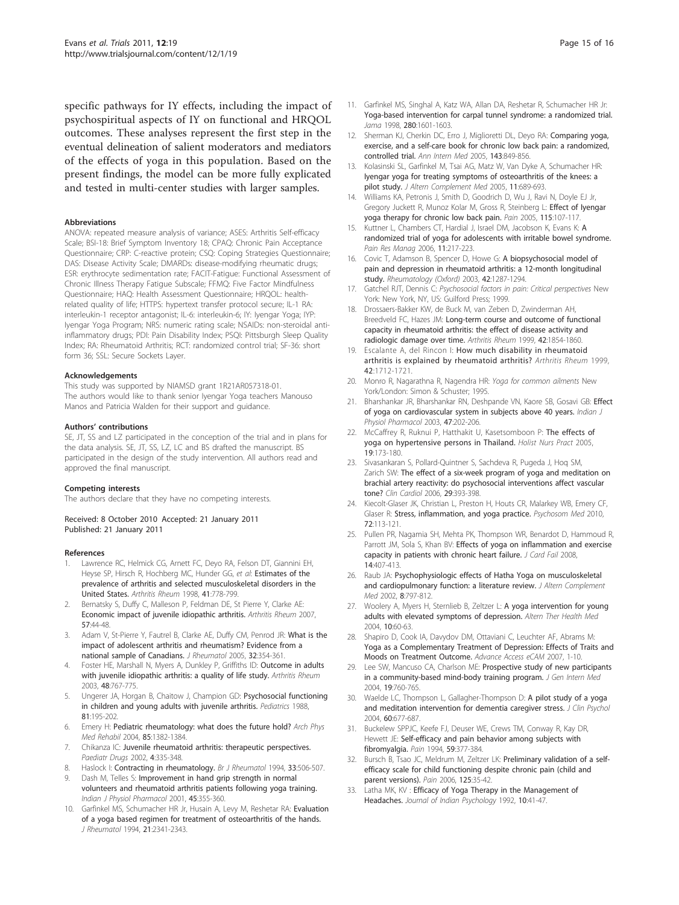specific pathways for IY effects, including the impact of psychospiritual aspects of IY on functional and HRQOL outcomes. These analyses represent the first step in the eventual delineation of salient moderators and mediators of the effects of yoga in this population. Based on the present findings, the model can be more fully explicated and tested in multi-center studies with larger samples.

#### Abbreviations

ANOVA: repeated measure analysis of variance; ASES: Arthritis Self-efficacy Scale; BSI-18: Brief Symptom Inventory 18; CPAQ: Chronic Pain Acceptance Questionnaire; CRP: C-reactive protein; CSQ: Coping Strategies Questionnaire; DAS: Disease Activity Scale; DMARDs: disease-modifying rheumatic drugs; ESR: erythrocyte sedimentation rate; FACIT-Fatigue: Functional Assessment of Chronic Illness Therapy Fatigue Subscale; FFMQ: Five Factor Mindfulness Questionnaire; HAQ: Health Assessment Questionnaire; HRQOL: health-related quality of life; HTTPS: hypertext transfer protocol secure; IL-1 RA: interleukin-1 receptor antagonist; IL-6: interleukin-6; IY: Iyengar Yoga; IYP: Iyengar Yoga Program; NRS: numeric rating scale; NSAIDs: non-steroidal anti-inflammatory drugs; PDI: Pain Disability Index; PSQI: Pittsburgh Sleep Quality Index; RA: Rheumatoid Arthritis; RCT: randomized control trial; SF-36: short form 36; SSL: Secure Sockets Layer.

#### Acknowledgements

This study was supported by NIAMSD grant 1R21AR057318-01.
The authors would like to thank senior Iyengar Yoga teachers Manouso Manos and Patricia Walden for their support and guidance.

#### Authors' contributions

SE, JT, SS and LZ participated in the conception of the trial and in plans for the data analysis. SE, JT, SS, LZ, LC and BS drafted the manuscript. BS participated in the design of the study intervention. All authors read and approved the final manuscript.

#### Competing interests

The authors declare that they have no competing interests.

Received: 8 October 2010 Accepted: 21 January 2011
Published: 21 January 2011

#### References

1. Lawrence RC, Helmick CG, Arnett FC, Deyo RA, Felson DT, Giannini EH, Heyse SP, Hirsch R, Hochberg MC, Hunder GG, *et al*: Estimates of the prevalence of arthritis and selected musculoskeletal disorders in the United States. *Arthritis Rheum* 1998, **41**:778-799.
2. Bernatsky S, Duffy C, Malleson P, Feldman DE, St Pierre Y, Clarke AE: Economic impact of juvenile idiopathic arthritis. *Arthritis Rheum* 2007, **57**:44-48.
3. Adam V, St-Pierre Y, Fautrel B, Clarke AE, Duffy CM, Penrod JR: What is the impact of adolescent arthritis and rheumatism? Evidence from a national sample of Canadians. *J Rheumatol* 2005, **32**:354-361.
4. Foster HE, Marshall N, Myers A, Dunkley P, Griffiths ID: Outcome in adults with juvenile idiopathic arthritis: a quality of life study. *Arthritis Rheum* 2003, **48**:767-775.
5. Ungerer JA, Horgan B, Chaitow J, Champion GD: Psychosocial functioning in children and young adults with juvenile arthritis. *Pediatrics* 1988, **81**:195-202.
6. Emery H: Pediatric rheumatology: what does the future hold? *Arch Phys Med Rehabil* 2004, **85**:1382-1384.
7. Chikanza IC: Juvenile rheumatoid arthritis: therapeutic perspectives. *Paediatr Drugs* 2002, **4**:335-348.
8. Haslock I: Contracting in rheumatology. *Br J Rheumatol* 1994, **33**:506-507.
9. Dash M, Telles S: Improvement in hand grip strength in normal volunteers and rheumatoid arthritis patients following yoga training. *Indian J Physiol Pharmacol* 2001, **45**:355-360.
10. Garfinkel MS, Schumacher HR Jr, Husain A, Levy M, Reshetar RA: Evaluation of a yoga based regimen for treatment of osteoarthritis of the hands. *J Rheumatol* 1994, **21**:2341-2343.
11. Garfinkel MS, Singhal A, Katz WA, Allan DA, Reshetar R, Schumacher HR Jr: Yoga-based intervention for carpal tunnel syndrome: a randomized trial. *Jama* 1998, **280**:1601-1603.
12. Sherman KJ, Cherkin DC, Erro J, Miglioretti DL, Deyo RA: Comparing yoga, exercise, and a self-care book for chronic low back pain: a randomized, controlled trial. *Ann Intern Med* 2005, **143**:849-856.
13. Kolasinski SL, Garfinkel M, Tsai AG, Matz W, Van Dyke A, Schumacher HR: Iyengar yoga for treating symptoms of osteoarthritis of the knees: a pilot study. *J Altern Complement Med* 2005, **11**:689-693.
14. Williams KA, Petronis J, Smith D, Goodrich D, Wu J, Ravi N, Doyle EJ Jr, Gregory Juckett R, Munoz Kolar M, Gross R, Steinberg L: Effect of Iyengar yoga therapy for chronic low back pain. *Pain* 2005, **115**:107-117.
15. Kuttner L, Chambers CT, Hardial J, Israel DM, Jacobson K, Evans K: A randomized trial of yoga for adolescents with irritable bowel syndrome. *Pain Res Manag* 2006, **11**:217-223.
16. Covic T, Adamson B, Spencer D, Howe G: A biopsychosocial model of pain and depression in rheumatoid arthritis: a 12-month longitudinal study. *Rheumatology (Oxford)* 2003, **42**:1287-1294.
17. Gatchel RJT, Dennis C: *Psychosocial factors in pain: Critical perspectives* New York: New York, NY, US: Guilford Press; 1999.
18. Drossaers-Bakker KW, de Buck M, van Zeben D, Zwinderman AH, Breedveld FC, Hazes JM: Long-term course and outcome of functional capacity in rheumatoid arthritis: the effect of disease activity and radiologic damage over time. *Arthritis Rheum* 1999, **42**:1854-1860.
19. Escalante A, del Rincon I: How much disability in rheumatoid arthritis is explained by rheumatoid arthritis? *Arthritis Rheum* 1999, **42**:1712-1721.
20. Monro R, Nagarathna R, Nagendra HR: *Yoga for common ailments* New York/London: Simon & Schuster; 1995.
21. Bharshankar JR, Bharshankar RN, Deshpande VN, Kaore SB, Gosavi GB: Effect of yoga on cardiovascular system in subjects above 40 years. *Indian J Physiol Pharmacol* 2003, **47**:202-206.
22. McCaffrey R, Ruknui P, Hatthakit U, Kasetsomboon P: The effects of yoga on hypertensive persons in Thailand. *Holist Nurs Pract* 2005, **19**:173-180.
23. Sivasankaran S, Pollard-Quintner S, Sachdeva R, Pugeda J, Hoq SM, Zarich SW: The effect of a six-week program of yoga and meditation on brachial artery reactivity: do psychosocial interventions affect vascular tone? *Clin Cardiol* 2006, **29**:393-398.
24. Kiecolt-Glaser JK, Christian L, Preston H, Houts CR, Malarkey WB, Emery CF, Glaser R: Stress, inflammation, and yoga practice. *Psychosom Med* 2010, **72**:113-121.
25. Pullen PR, Nagamia SH, Mehta PK, Thompson WR, Benardot D, Hammoud R, Parrott JM, Sola S, Khan BV: Effects of yoga on inflammation and exercise capacity in patients with chronic heart failure. *J Card Fail* 2008, **14**:407-413.
26. Raub JA: Psychophysiologic effects of Hatha Yoga on musculoskeletal and cardiopulmonary function: a literature review. *J Altern Complement Med* 2002, **8**:797-812.
27. Woolery A, Myers H, Sternlieb B, Zeltzer L: A yoga intervention for young adults with elevated symptoms of depression. *Altern Ther Health Med* 2004, **10**:60-63.
28. Shapiro D, Cook IA, Davydov DM, Ottaviani C, Leuchter AF, Abrams M: Yoga as a Complementary Treatment of Depression: Effects of Traits and Moods on Treatment Outcome. *Advance Access eCAM* 2007, 1-10.
29. Lee SW, Mancuso CA, Charlson ME: Prospective study of new participants in a community-based mind-body training program. *J Gen Intern Med* 2004, **19**:760-765.
30. Waelde LC, Thompson L, Gallagher-Thompson D: A pilot study of a yoga and meditation intervention for dementia caregiver stress. *J Clin Psychol* 2004, **60**:677-687.
31. Buckelew SPPJC, Keefe FJ, Deuser WE, Crews TM, Conway R, Kay DR, Hewett JE: Self-efficacy and pain behavior among subjects with fibromyalgia. *Pain* 1994, **59**:377-384.
32. Bursch B, Tsao JC, Meldrum M, Zeltzer LK: Preliminary validation of a self-efficacy scale for child functioning despite chronic pain (child and parent versions). *Pain* 2006, **125**:35-42.
33. Latha MK, KV : Efficacy of Yoga Therapy in the Management of Headaches. *Journal of Indian Psychology* 1992, **10**:41-47.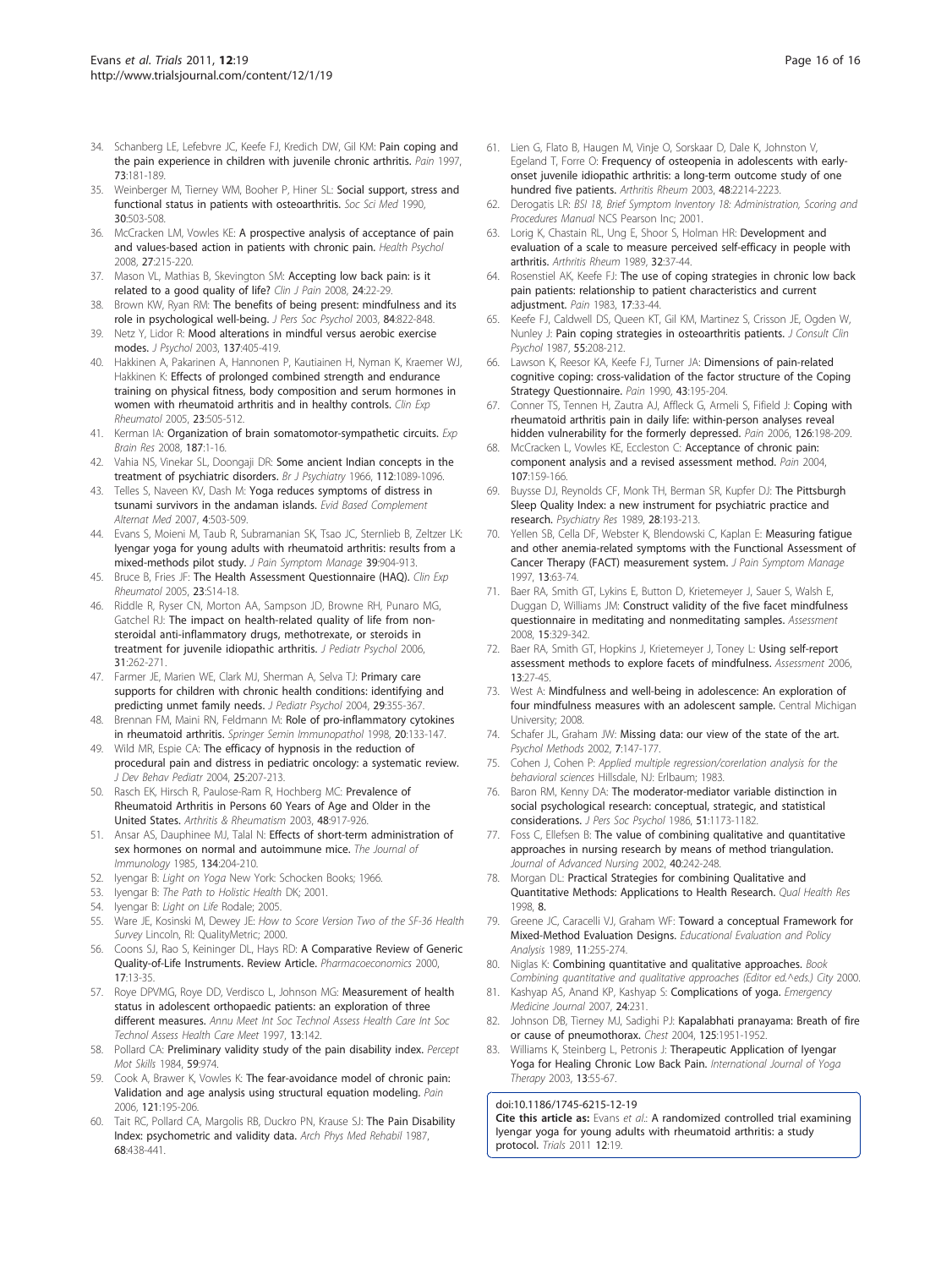34. Schanberg LE, Lefebvre JC, Keefe FJ, Kredich DW, Gil KM: **Pain coping and the pain experience in children with juvenile chronic arthritis.** *Pain* 1997, **73**:181-189.
35. Weinberger M, Tierney WM, Booher P, Hiner SL: **Social support, stress and functional status in patients with osteoarthritis.** *Soc Sci Med* 1990, **30**:503-508.
36. McCracken LM, Vowles KE: **A prospective analysis of acceptance of pain and values-based action in patients with chronic pain.** *Health Psychol* 2008, **27**:215-220.
37. Mason VL, Mathias B, Skevington SM: **Accepting low back pain: is it related to a good quality of life?** *Clin J Pain* 2008, **24**:22-29.
38. Brown KW, Ryan RM: **The benefits of being present: mindfulness and its role in psychological well-being.** *J Pers Soc Psychol* 2003, **84**:822-848.
39. Netz Y, Lidor R: **Mood alterations in mindful versus aerobic exercise modes.** *J Psychol* 2003, **137**:405-419.
40. Hakkinen A, Pakarinen A, Hannonen P, Kautiainen H, Nyman K, Kraemer WJ, Hakkinen K: **Effects of prolonged combined strength and endurance training on physical fitness, body composition and serum hormones in women with rheumatoid arthritis and in healthy controls.** *Clin Exp Rheumatol* 2005, **23**:505-512.
41. Kerman IA: **Organization of brain somatomotor-sympathetic circuits.** *Exp Brain Res* 2008, **187**:1-16.
42. Vahia NS, Vinekar SL, Doongaji DR: **Some ancient Indian concepts in the treatment of psychiatric disorders.** *Br J Psychiatry* 1966, **112**:1089-1096.
43. Telles S, Naveen KV, Dash M: **Yoga reduces symptoms of distress in tsunami survivors in the andaman islands.** *Evid Based Complement Alternat Med* 2007, **4**:503-509.
44. Evans S, Moieni M, Taub R, Subramanian SK, Tsao JC, Sternlieb B, Zeltzer LK: **Iyengar yoga for young adults with rheumatoid arthritis: results from a mixed-methods pilot study.** *J Pain Symptom Manage* **39**:904-913.
45. Bruce B, Fries JF: **The Health Assessment Questionnaire (HAQ).** *Clin Exp Rheumatol* 2005, **23**:S14-18.
46. Riddle R, Ryser CN, Morton AA, Sampson JD, Browne RH, Punaro MG, Gatchel RJ: **The impact on health-related quality of life from non-steroidal anti-inflammatory drugs, methotrexate, or steroids in treatment for juvenile idiopathic arthritis.** *J Pediatr Psychol* 2006, **31**:262-271.
47. Farmer JE, Marien WE, Clark MJ, Sherman A, Selva TJ: **Primary care supports for children with chronic health conditions: identifying and predicting unmet family needs.** *J Pediatr Psychol* 2004, **29**:355-367.
48. Brennan FM, Maini RN, Feldmann M: **Role of pro-inflammatory cytokines in rheumatoid arthritis.** *Springer Semin Immunopathol* 1998, **20**:133-147.
49. Wild MR, Espie CA: **The efficacy of hypnosis in the reduction of procedural pain and distress in pediatric oncology: a systematic review.** *J Dev Behav Pediatr* 2004, **25**:207-213.
50. Rasch EK, Hirsch R, Paulose-Ram R, Hochberg MC: **Prevalence of Rheumatoid Arthritis in Persons 60 Years of Age and Older in the United States.** *Arthritis & Rheumatism* 2003, **48**:917-926.
51. Ansar AS, Dauphinee MJ, Talal N: **Effects of short-term administration of sex hormones on normal and autoimmune mice.** *The Journal of Immunology* 1985, **134**:204-210.
52. Iyengar B: *Light on Yoga* New York: Schocken Books; 1966.
53. Iyengar B: *The Path to Holistic Health* DK; 2001.
54. Iyengar B: *Light on Life* Rodale; 2005.
55. Ware JE, Kosinski M, Dewey JE: *How to Score Version Two of the SF-36 Health Survey* Lincoln, RI: QualityMetric; 2000.
56. Coons SJ, Rao S, Keininger DL, Hays RD: **A Comparative Review of Generic Quality-of-Life Instruments. Review Article.** *Pharmacoeconomics* 2000, **17**:13-35.
57. Roye DPVMG, Roye DD, Verdisco L, Johnson MG: **Measurement of health status in adolescent orthopaedic patients: an exploration of three different measures.** *Annu Meet Int Soc Technol Assess Health Care Int Soc Technol Assess Health Care Meet* 1997, **13**:142.
58. Pollard CA: **Preliminary validity study of the pain disability index.** *Percept Mot Skills* 1984, **59**:974.
59. Cook A, Brawer K, Vowles K: **The fear-avoidance model of chronic pain: Validation and age analysis using structural equation modeling.** *Pain* 2006, **121**:195-206.
60. Tait RC, Pollard CA, Margolis RB, Duckro PN, Krause SJ: **The Pain Disability Index: psychometric and validity data.** *Arch Phys Med Rehabil* 1987, **68**:438-441.
61. Lien G, Flato B, Haugen M, Vinje O, Sorskaar D, Dale K, Johnston V, Egeland T, Forre O: **Frequency of osteopenia in adolescents with early-onset juvenile idiopathic arthritis: a long-term outcome study of one hundred five patients.** *Arthritis Rheum* 2003, **48**:2214-2223.
62. Derogatis LR: *BSI 18, Brief Symptom Inventory 18: Administration, Scoring and Procedures Manual* NCS Pearson Inc; 2001.
63. Lorig K, Chastain RL, Ung E, Shoor S, Holman HR: **Development and evaluation of a scale to measure perceived self-efficacy in people with arthritis.** *Arthritis Rheum* 1989, **32**:37-44.
64. Rosenstiel AK, Keefe FJ: **The use of coping strategies in chronic low back pain patients: relationship to patient characteristics and current adjustment.** *Pain* 1983, **17**:33-44.
65. Keefe FJ, Caldwell DS, Queen KT, Gil KM, Martinez S, Crisson JE, Ogden W, Nunley J: **Pain coping strategies in osteoarthritis patients.** *J Consult Clin Psychol* 1987, **55**:208-212.
66. Lawson K, Reesor KA, Keefe FJ, Turner JA: **Dimensions of pain-related cognitive coping: cross-validation of the factor structure of the Coping Strategy Questionnaire.** *Pain* 1990, **43**:195-204.
67. Conner TS, Tennen H, Zautra AJ, Affleck G, Armeli S, Fifield J: **Coping with rheumatoid arthritis pain in daily life: within-person analyses reveal hidden vulnerability for the formerly depressed.** *Pain* 2006, **126**:198-209.
68. McCracken L, Vowles KE, Eccleston C: **Acceptance of chronic pain: component analysis and a revised assessment method.** *Pain* 2004, **107**:159-166.
69. Buysse DJ, Reynolds CF, Monk TH, Berman SR, Kupfer DJ: **The Pittsburgh Sleep Quality Index: a new instrument for psychiatric practice and research.** *Psychiatry Res* 1989, **28**:193-213.
70. Yellen SB, Cella DF, Webster K, Blendowski C, Kaplan E: **Measuring fatigue and other anemia-related symptoms with the Functional Assessment of Cancer Therapy (FACT) measurement system.** *J Pain Symptom Manage* 1997, **13**:63-74.
71. Baer RA, Smith GT, Lykins E, Button D, Krietemeyer J, Sauer S, Walsh E, Duggan D, Williams JM: **Construct validity of the five facet mindfulness questionnaire in meditating and nonmeditating samples.** *Assessment* 2008, **15**:329-342.
72. Baer RA, Smith GT, Hopkins J, Krietemeyer J, Toney L: **Using self-report assessment methods to explore facets of mindfulness.** *Assessment* 2006, **13**:27-45.
73. West A: **Mindfulness and well-being in adolescence: An exploration of four mindfulness measures with an adolescent sample.** Central Michigan University; 2008.
74. Schafer JL, Graham JW: **Missing data: our view of the state of the art.** *Psychol Methods* 2002, **7**:147-177.
75. Cohen J, Cohen P: *Applied multiple regression/corerlation analysis for the behavioral sciences* Hillsdale, NJ: Erlbaum; 1983.
76. Baron RM, Kenny DA: **The moderator-mediator variable distinction in social psychological research: conceptual, strategic, and statistical considerations.** *J Pers Soc Psychol* 1986, **51**:1173-1182.
77. Foss C, Ellefsen B: **The value of combining qualitative and quantitative approaches in nursing research by means of method triangulation.** *Journal of Advanced Nursing* 2002, **40**:242-248.
78. Morgan DL: **Practical Strategies for combining Qualitative and Quantitative Methods: Applications to Health Research.** *Qual Health Res* 1998, **8**.
79. Greene JC, Caracelli VJ, Graham WF: **Toward a conceptual Framework for Mixed-Method Evaluation Designs.** *Educational Evaluation and Policy Analysis* 1989, **11**:255-274.
80. Niglas K: **Combining quantitative and qualitative approaches.** *Book Combining quantitative and qualitative approaches (Editor ed.^eds.) City* 2000.
81. Kashyap AS, Anand KP, Kashyap S: **Complications of yoga.** *Emergency Medicine Journal* 2007, **24**:231.
82. Johnson DB, Tierney MJ, Sadighi PJ: **Kapalabhati pranayama: Breath of fire or cause of pneumothorax.** *Chest* 2004, **125**:1951-1952.
83. Williams K, Steinberg L, Petronis J: **Therapeutic Application of Iyengar Yoga for Healing Chronic Low Back Pain.** *International Journal of Yoga Therapy* 2003, **13**:55-67.

doi:10.1186/1745-6215-12-19

**Cite this article as:** Evans *et al.*: A randomized controlled trial examining Iyengar yoga for young adults with rheumatoid arthritis: a study protocol. *Trials* 2011 **12**:19.